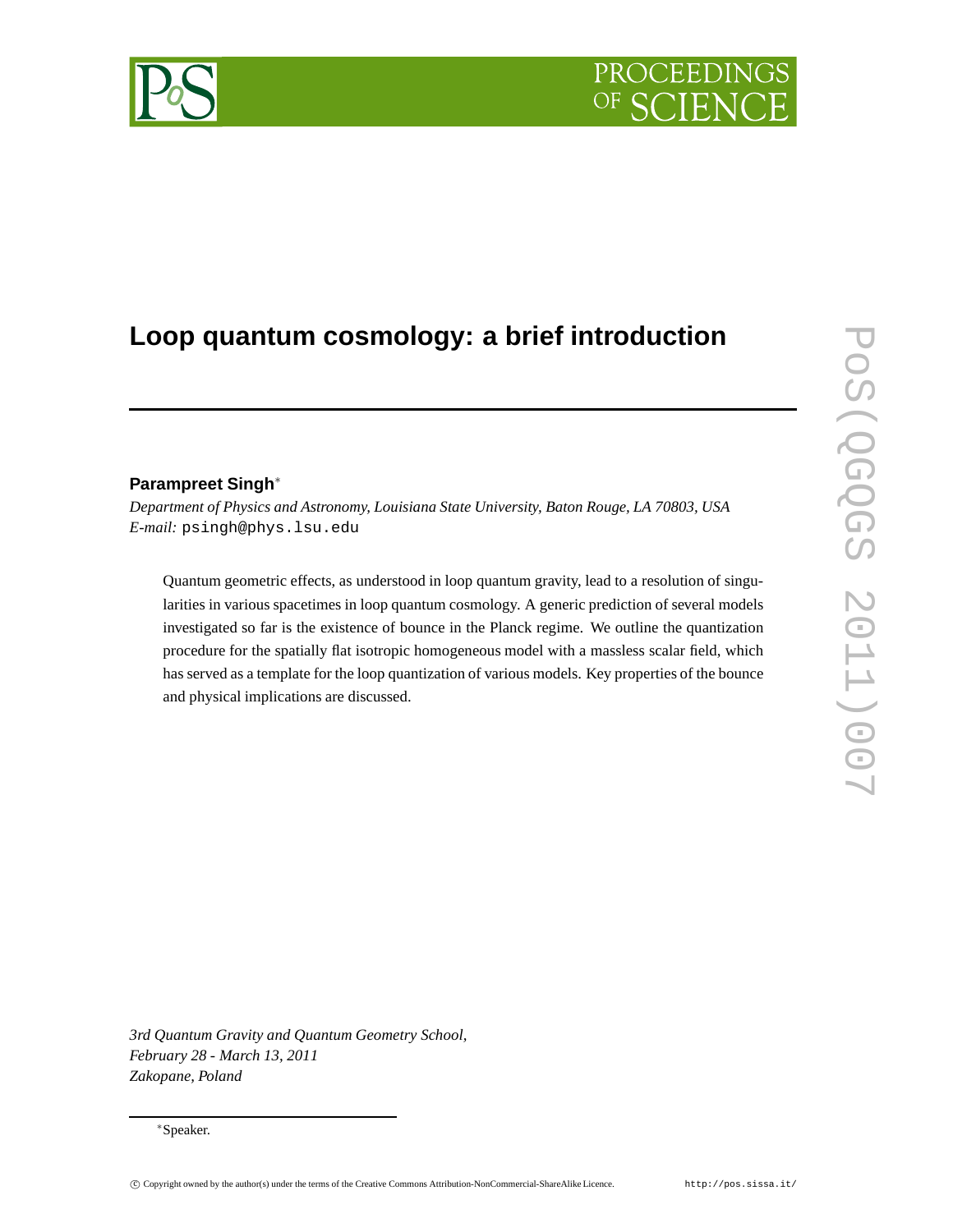# Loop quantum cosmology: a brief introduction

**Parampreet Singh***

*Department of Physics and Astronomy, Louisiana State University, Baton Rouge, LA 70803, USA*
*E-mail:* psingh@phys.lsu.edu

Quantum geometric effects, as understood in loop quantum gravity, lead to a resolution of singularities in various spacetimes in loop quantum cosmology. A generic prediction of several models investigated so far is the existence of bounce in the Planck regime. We outline the quantization procedure for the spatially flat isotropic homogeneous model with a massless scalar field, which has served as a template for the loop quantization of various models. Key properties of the bounce and physical implications are discussed.

*3rd Quantum Gravity and Quantum Geometry School,*
*February 28 - March 13, 2011*
*Zakopane, Poland*

*Speaker.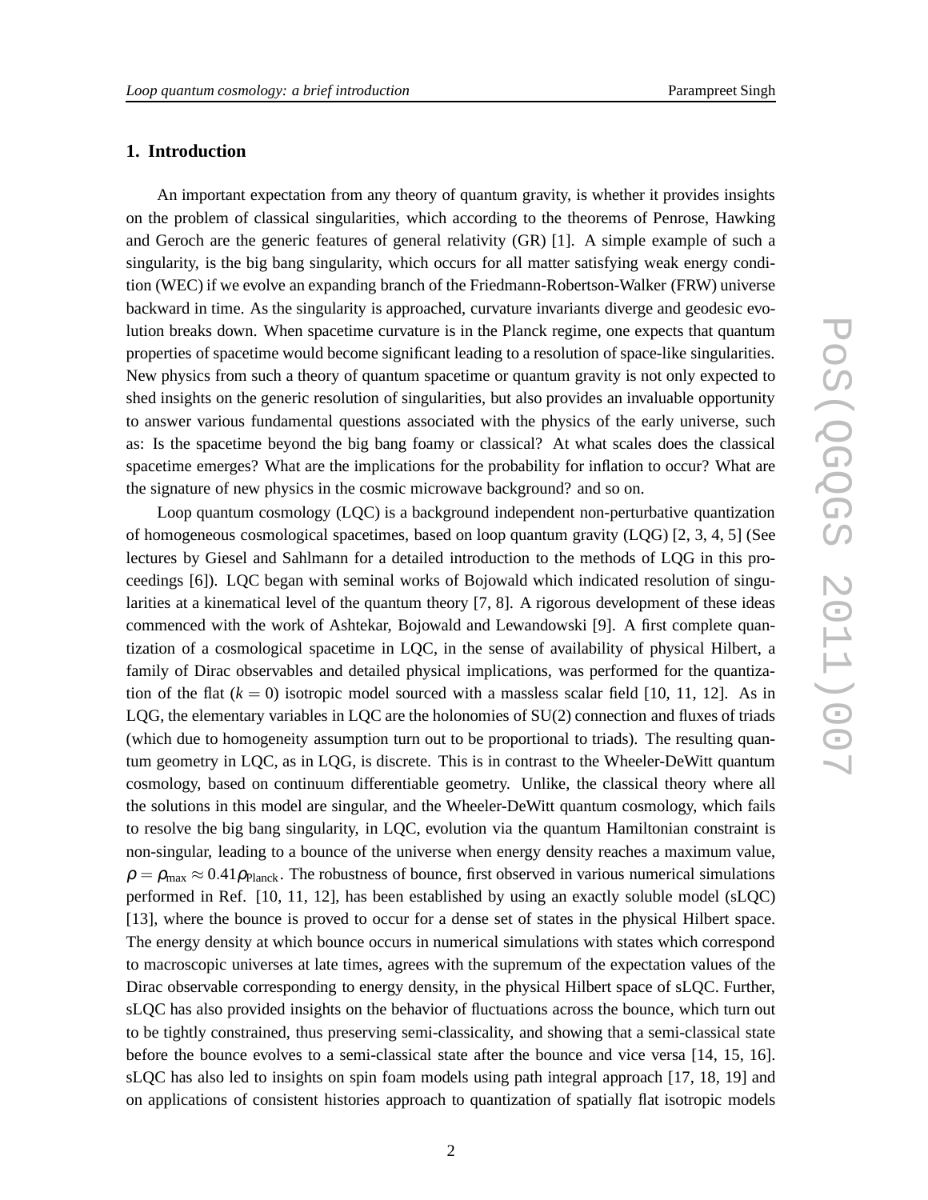## 1. Introduction

An important expectation from any theory of quantum gravity, is whether it provides insights on the problem of classical singularities, which according to the theorems of Penrose, Hawking and Geroch are the generic features of general relativity (GR) [1]. A simple example of such a singularity, is the big bang singularity, which occurs for all matter satisfying weak energy condition (WEC) if we evolve an expanding branch of the Friedmann-Robertson-Walker (FRW) universe backward in time. As the singularity is approached, curvature invariants diverge and geodesic evolution breaks down. When spacetime curvature is in the Planck regime, one expects that quantum properties of spacetime would become significant leading to a resolution of space-like singularities. New physics from such a theory of quantum spacetime or quantum gravity is not only expected to shed insights on the generic resolution of singularities, but also provides an invaluable opportunity to answer various fundamental questions associated with the physics of the early universe, such as: Is the spacetime beyond the big bang foamy or classical? At what scales does the classical spacetime emerges? What are the implications for the probability for inflation to occur? What are the signature of new physics in the cosmic microwave background? and so on.

Loop quantum cosmology (LQC) is a background independent non-perturbative quantization of homogeneous cosmological spacetimes, based on loop quantum gravity (LQG) [2, 3, 4, 5] (See lectures by Giesel and Sahlmann for a detailed introduction to the methods of LQG in this proceedings [6]). LQC began with seminal works of Bojowald which indicated resolution of singularities at a kinematical level of the quantum theory [7, 8]. A rigorous development of these ideas commenced with the work of Ashtekar, Bojowald and Lewandowski [9]. A first complete quantization of a cosmological spacetime in LQC, in the sense of availability of physical Hilbert, a family of Dirac observables and detailed physical implications, was performed for the quantization of the flat ($k = 0$) isotropic model sourced with a massless scalar field [10, 11, 12]. As in LQG, the elementary variables in LQC are the holonomies of SU(2) connection and fluxes of triads (which due to homogeneity assumption turn out to be proportional to triads). The resulting quantum geometry in LQC, as in LQG, is discrete. This is in contrast to the Wheeler-DeWitt quantum cosmology, based on continuum differentiable geometry. Unlike, the classical theory where all the solutions in this model are singular, and the Wheeler-DeWitt quantum cosmology, which fails to resolve the big bang singularity, in LQC, evolution via the quantum Hamiltonian constraint is non-singular, leading to a bounce of the universe when energy density reaches a maximum value, $\rho = \rho_{\rm max} \approx 0.41 \rho_{\rm Planck}$. The robustness of bounce, first observed in various numerical simulations performed in Ref. [10, 11, 12], has been established by using an exactly soluble model (sLQC) [13], where the bounce is proved to occur for a dense set of states in the physical Hilbert space. The energy density at which bounce occurs in numerical simulations with states which correspond to macroscopic universes at late times, agrees with the supremum of the expectation values of the Dirac observable corresponding to energy density, in the physical Hilbert space of sLQC. Further, sLQC has also provided insights on the behavior of fluctuations across the bounce, which turn out to be tightly constrained, thus preserving semi-classicality, and showing that a semi-classical state before the bounce evolves to a semi-classical state after the bounce and vice versa [14, 15, 16]. sLQC has also led to insights on spin foam models using path integral approach [17, 18, 19] and on applications of consistent histories approach to quantization of spatially flat isotropic models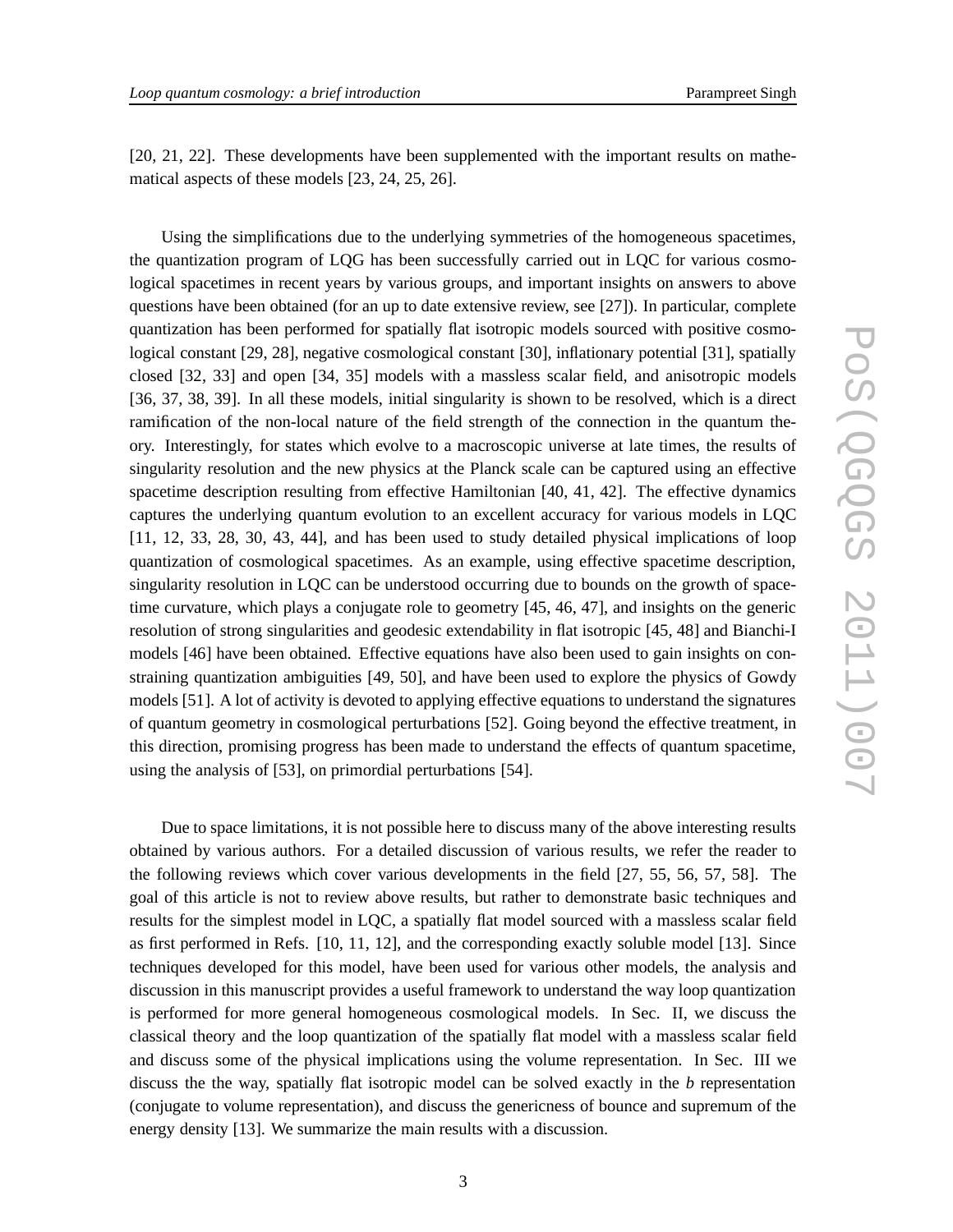[20, 21, 22]. These developments have been supplemented with the important results on mathematical aspects of these models [23, 24, 25, 26].

Using the simplifications due to the underlying symmetries of the homogeneous spacetimes, the quantization program of LQG has been successfully carried out in LQC for various cosmological spacetimes in recent years by various groups, and important insights on answers to above questions have been obtained (for an up to date extensive review, see [27]). In particular, complete quantization has been performed for spatially flat isotropic models sourced with positive cosmological constant [29, 28], negative cosmological constant [30], inflationary potential [31], spatially closed [32, 33] and open [34, 35] models with a massless scalar field, and anisotropic models [36, 37, 38, 39]. In all these models, initial singularity is shown to be resolved, which is a direct ramification of the non-local nature of the field strength of the connection in the quantum theory. Interestingly, for states which evolve to a macroscopic universe at late times, the results of singularity resolution and the new physics at the Planck scale can be captured using an effective spacetime description resulting from effective Hamiltonian [40, 41, 42]. The effective dynamics captures the underlying quantum evolution to an excellent accuracy for various models in LQC [11, 12, 33, 28, 30, 43, 44], and has been used to study detailed physical implications of loop quantization of cosmological spacetimes. As an example, using effective spacetime description, singularity resolution in LQC can be understood occurring due to bounds on the growth of spacetime curvature, which plays a conjugate role to geometry [45, 46, 47], and insights on the generic resolution of strong singularities and geodesic extendability in flat isotropic [45, 48] and Bianchi-I models [46] have been obtained. Effective equations have also been used to gain insights on constraining quantization ambiguities [49, 50], and have been used to explore the physics of Gowdy models [51]. A lot of activity is devoted to applying effective equations to understand the signatures of quantum geometry in cosmological perturbations [52]. Going beyond the effective treatment, in this direction, promising progress has been made to understand the effects of quantum spacetime, using the analysis of [53], on primordial perturbations [54].

Due to space limitations, it is not possible here to discuss many of the above interesting results obtained by various authors. For a detailed discussion of various results, we refer the reader to the following reviews which cover various developments in the field [27, 55, 56, 57, 58]. The goal of this article is not to review above results, but rather to demonstrate basic techniques and results for the simplest model in LQC, a spatially flat model sourced with a massless scalar field as first performed in Refs. [10, 11, 12], and the corresponding exactly soluble model [13]. Since techniques developed for this model, have been used for various other models, the analysis and discussion in this manuscript provides a useful framework to understand the way loop quantization is performed for more general homogeneous cosmological models. In Sec. II, we discuss the classical theory and the loop quantization of the spatially flat model with a massless scalar field and discuss some of the physical implications using the volume representation. In Sec. III we discuss the the way, spatially flat isotropic model can be solved exactly in the $b$ representation (conjugate to volume representation), and discuss the genericness of bounce and supremum of the energy density [13]. We summarize the main results with a discussion.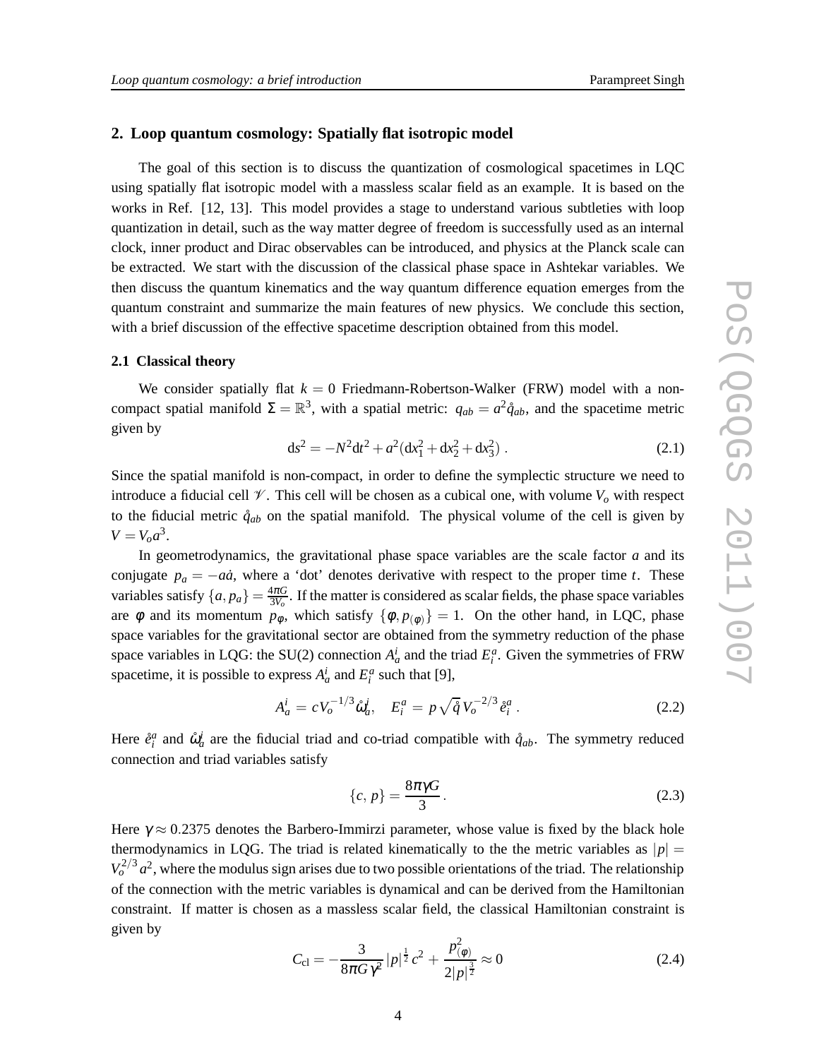## 2. Loop quantum cosmology: Spatially flat isotropic model

The goal of this section is to discuss the quantization of cosmological spacetimes in LQC using spatially flat isotropic model with a massless scalar field as an example. It is based on the works in Ref. [12, 13]. This model provides a stage to understand various subtleties with loop quantization in detail, such as the way matter degree of freedom is successfully used as an internal clock, inner product and Dirac observables can be introduced, and physics at the Planck scale can be extracted. We start with the discussion of the classical phase space in Ashtekar variables. We then discuss the quantum kinematics and the way quantum difference equation emerges from the quantum constraint and summarize the main features of new physics. We conclude this section, with a brief discussion of the effective spacetime description obtained from this model.

### 2.1 Classical theory

We consider spatially flat $k = 0$ Friedmann-Robertson-Walker (FRW) model with a non-compact spatial manifold $\Sigma = \mathbb{R}^3$, with a spatial metric: $q_{ab} = a^2 \mathring{q}_{ab}$, and the spacetime metric given by

$$\mathrm{d}s^2 = -N^2 \mathrm{d}t^2 + a^2(\mathrm{d}x_1^2 + \mathrm{d}x_2^2 + \mathrm{d}x_3^2) \ . \tag{2.1}$$

Since the spatial manifold is non-compact, in order to define the symplectic structure we need to introduce a fiducial cell $\mathscr{V}$. This cell will be chosen as a cubical one, with volume $V_o$ with respect to the fiducial metric $\mathring{q}_{ab}$ on the spatial manifold. The physical volume of the cell is given by $V = V_o a^3$.

In geometrodynamics, the gravitational phase space variables are the scale factor $a$ and its conjugate $p_a = -a\dot{a}$, where a 'dot' denotes derivative with respect to the proper time $t$. These variables satisfy $\{a, p_a\} = \frac{4\pi G}{3V_o}$. If the matter is considered as scalar fields, the phase space variables are $\phi$ and its momentum $p_\phi$, which satisfy $\{\phi, p_{(\phi)}\} = 1$. On the other hand, in LQC, phase space variables for the gravitational sector are obtained from the symmetry reduction of the phase space variables in LQG: the SU(2) connection $A_a^i$ and the triad $E_i^a$. Given the symmetries of FRW spacetime, it is possible to express $A_a^i$ and $E_i^a$ such that [9],

$$A_a^i = c V_o^{-1/3} \mathring{\omega}_a^i, \quad E_i^a = p \sqrt{\mathring{q}} \, V_o^{-2/3} \, \mathring{e}_i^a \ . \tag{2.2}$$

Here $\mathring{e}_i^a$ and $\mathring{\omega}_a^i$ are the fiducial triad and co-triad compatible with $\mathring{q}_{ab}$. The symmetry reduced connection and triad variables satisfy

$$\{c, p\} = \frac{8\pi\gamma G}{3} \,. \tag{2.3}$$

Here $\gamma \approx 0.2375$ denotes the Barbero-Immirzi parameter, whose value is fixed by the black hole thermodynamics in LQG. The triad is related kinematically to the the metric variables as $|p| = V_o^{2/3} a^2$, where the modulus sign arises due to two possible orientations of the triad. The relationship of the connection with the metric variables is dynamical and can be derived from the Hamiltonian constraint. If matter is chosen as a massless scalar field, the classical Hamiltonian constraint is given by

$$C_{\rm cl} = -\frac{3}{8\pi G \gamma^2} \, |p|^{\frac{1}{2}} \, c^2 + \frac{p_{(\phi)}^2}{2|p|^{\frac{3}{2}}} \approx 0 \tag{2.4}$$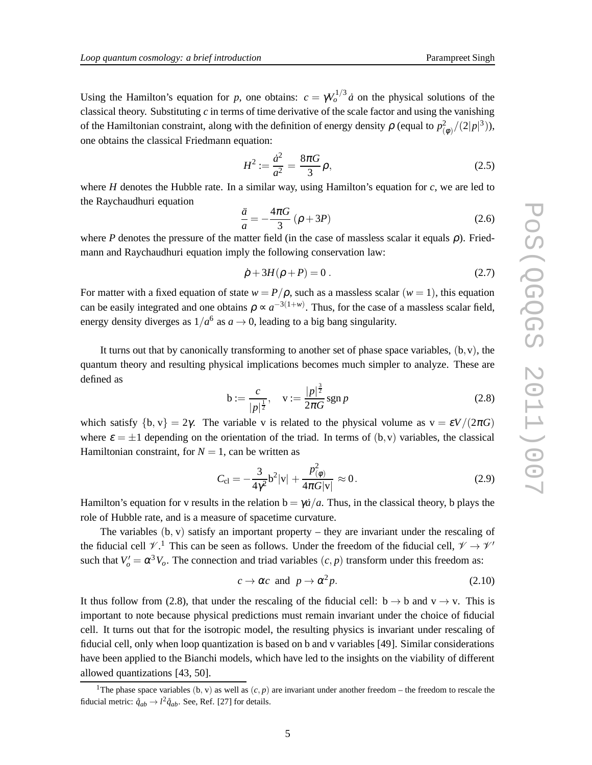Using the Hamilton's equation for $p$, one obtains: $c = \gamma V_o^{1/3}\dot{a}$ on the physical solutions of the classical theory. Substituting $c$ in terms of time derivative of the scale factor and using the vanishing of the Hamiltonian constraint, along with the definition of energy density $\rho$ (equal to $p_{(\phi)}^2/(2|p|^3)$), one obtains the classical Friedmann equation:

$$H^2 := \frac{\dot{a}^2}{a^2} = \frac{8\pi G}{3}\rho, \tag{2.5}$$

where $H$ denotes the Hubble rate. In a similar way, using Hamilton's equation for $c$, we are led to the Raychaudhuri equation

$$\frac{\ddot{a}}{a} = -\frac{4\pi G}{3}(\rho + 3P) \tag{2.6}$$

where $P$ denotes the pressure of the matter field (in the case of massless scalar it equals $\rho$). Friedmann and Raychaudhuri equation imply the following conservation law:

$$\dot{\rho} + 3H(\rho + P) = 0\,. \tag{2.7}$$

For matter with a fixed equation of state $w = P/\rho$, such as a massless scalar ($w = 1$), this equation can be easily integrated and one obtains $\rho \propto a^{-3(1+w)}$. Thus, for the case of a massless scalar field, energy density diverges as $1/a^6$ as $a \to 0$, leading to a big bang singularity.

It turns out that by canonically transforming to another set of phase space variables, $(\mathrm{b}, \mathrm{v})$, the quantum theory and resulting physical implications becomes much simpler to analyze. These are defined as

$$\mathrm{b} := \frac{c}{|p|^{\frac{1}{2}}}, \quad \mathrm{v} := \frac{|p|^{\frac{3}{2}}}{2\pi G}\,\mathrm{sgn}\, p \tag{2.8}$$

which satisfy $\{\mathrm{b}, \mathrm{v}\} = 2\gamma$. The variable v is related to the physical volume as $\mathrm{v} = \varepsilon V/(2\pi G)$ where $\varepsilon = \pm 1$ depending on the orientation of the triad. In terms of $(\mathrm{b}, \mathrm{v})$ variables, the classical Hamiltonian constraint, for $N = 1$, can be written as

$$C_{\mathrm{cl}} = -\frac{3}{4\gamma^2}\mathrm{b}^2|\mathrm{v}| + \frac{p_{(\phi)}^2}{4\pi G|\mathrm{v}|} \approx 0\,. \tag{2.9}$$

Hamilton's equation for v results in the relation $\mathrm{b} = \gamma\dot{a}/a$. Thus, in the classical theory, b plays the role of Hubble rate, and is a measure of spacetime curvature.

The variables $(\mathrm{b}, \mathrm{v})$ satisfy an important property – they are invariant under the rescaling of the fiducial cell $\mathscr{V}$.[1] This can be seen as follows. Under the freedom of the fiducial cell, $\mathscr{V} \to \mathscr{V}'$ such that $V_o' = \alpha^3 V_o$. The connection and triad variables $(c, p)$ transform under this freedom as:

$$c \to \alpha c \;\;\text{and}\;\; p \to \alpha^2 p. \tag{2.10}$$

It thus follow from (2.8), that under the rescaling of the fiducial cell: $\mathrm{b} \to \mathrm{b}$ and $\mathrm{v} \to \mathrm{v}$. This is important to note because physical predictions must remain invariant under the choice of fiducial cell. It turns out that for the isotropic model, the resulting physics is invariant under rescaling of fiducial cell, only when loop quantization is based on b and v variables [49]. Similar considerations have been applied to the Bianchi models, which have led to the insights on the viability of different allowed quantizations [43, 50].

[1] The phase space variables $(\mathrm{b}, \mathrm{v})$ as well as $(c, p)$ are invariant under another freedom – the freedom to rescale the fiducial metric: $\mathring{q}_{ab} \to l^2 \mathring{q}_{ab}$. See, Ref. [27] for details.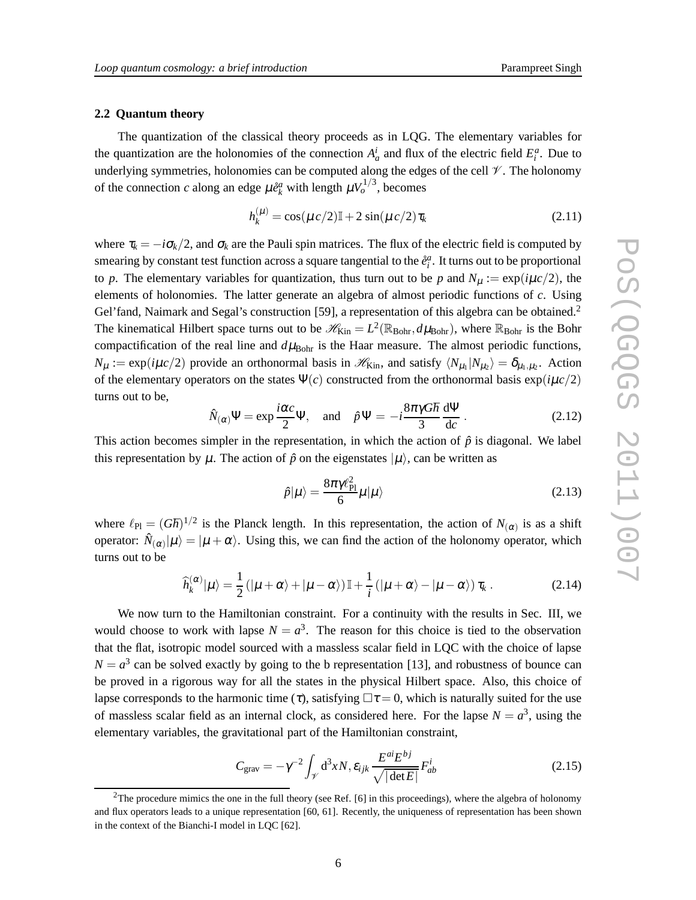### 2.2 Quantum theory

The quantization of the classical theory proceeds as in LQG. The elementary variables for the quantization are the holonomies of the connection $A_a^i$ and flux of the electric field $E_i^a$. Due to underlying symmetries, holonomies can be computed along the edges of the cell $\mathscr{V}$. The holonomy of the connection $c$ along an edge $\mu \mathring{e}_k^a$ with length $\mu V_o^{1/3}$, becomes

$$h_k^{(\mu)} = \cos(\mu c/2)\mathbb{I} + 2\,\sin(\mu c/2)\,\tau_k \tag{2.11}$$

where $\tau_k = -i\sigma_k/2$, and $\sigma_k$ are the Pauli spin matrices. The flux of the electric field is computed by smearing by constant test function across a square tangential to the $\mathring{e}_i^a$. It turns out to be proportional to $p$. The elementary variables for quantization, thus turn out to be $p$ and $N_\mu := \exp(i\mu c/2)$, the elements of holonomies. The latter generate an algebra of almost periodic functions of $c$. Using Gel'fand, Naimark and Segal's construction [59], a representation of this algebra can be obtained.[2] The kinematical Hilbert space turns out to be $\mathscr{H}_{\rm Kin} = L^2(\mathbb{R}_{\rm Bohr}, d\mu_{\rm Bohr})$, where $\mathbb{R}_{\rm Bohr}$ is the Bohr compactification of the real line and $d\mu_{\rm Bohr}$ is the Haar measure. The almost periodic functions, $N_\mu := \exp(i\mu c/2)$ provide an orthonormal basis in $\mathscr{H}_{\rm Kin}$, and satisfy $\langle N_{\mu_1} | N_{\mu_2} \rangle = \delta_{\mu_1,\mu_2}$. Action of the elementary operators on the states $\Psi(c)$ constructed from the orthonormal basis $\exp(i\mu c/2)$ turns out to be,

$$\hat{N}_{(\alpha)} \Psi = \exp \frac{i\alpha c}{2} \Psi, \quad \text{and} \quad \hat{p}\,\Psi = -i \frac{8\pi\gamma G\hbar}{3} \frac{\mathrm{d}\Psi}{\mathrm{d}c}~. \tag{2.12}$$

This action becomes simpler in the representation, in which the action of $\hat{p}$ is diagonal. We label this representation by $\mu$. The action of $\hat{p}$ on the eigenstates $|\mu\rangle$, can be written as

$$\hat{p}|\mu\rangle = \frac{8\pi\gamma \ell_{\rm Pl}^2}{6} \mu |\mu\rangle \tag{2.13}$$

where $\ell_{\rm Pl} = (G\hbar)^{1/2}$ is the Planck length. In this representation, the action of $N_{(\alpha)}$ is as a shift operator: $\hat{N}_{(\alpha)}|\mu\rangle = |\mu + \alpha\rangle$. Using this, we can find the action of the holonomy operator, which turns out to be

$$\widehat{h}_k^{(\alpha)}|\mu\rangle = \frac{1}{2}\left(|\mu+\alpha\rangle + |\mu-\alpha\rangle\right)\mathbb{I} + \frac{1}{i}\left(|\mu+\alpha\rangle - |\mu-\alpha\rangle\right)\tau_k~. \tag{2.14}$$

We now turn to the Hamiltonian constraint. For a continuity with the results in Sec. III, we would choose to work with lapse $N = a^3$. The reason for this choice is tied to the observation that the flat, isotropic model sourced with a massless scalar field in LQC with the choice of lapse $N = a^3$ can be solved exactly by going to the b representation [13], and robustness of bounce can be proved in a rigorous way for all the states in the physical Hilbert space. Also, this choice of lapse corresponds to the harmonic time ($\tau$), satisfying $\square\tau = 0$, which is naturally suited for the use of massless scalar field as an internal clock, as considered here. For the lapse $N = a^3$, using the elementary variables, the gravitational part of the Hamiltonian constraint,

$$C_{\rm grav} = -\gamma^{-2} \int_{\mathscr{V}} \mathrm{d}^3x N, \varepsilon_{ijk} \frac{E^{ai}E^{bj}}{\sqrt{|\det E|}} F_{ab}^i \tag{2.15}$$

[2] The procedure mimics the one in the full theory (see Ref. [6] in this proceedings), where the algebra of holonomy and flux operators leads to a unique representation [60, 61]. Recently, the uniqueness of representation has been shown in the context of the Bianchi-I model in LQC [62].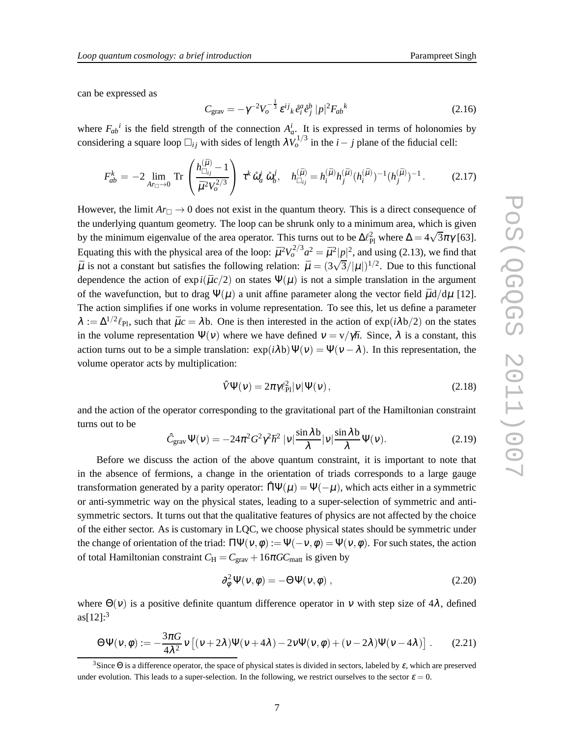can be expressed as

$$C_{\rm grav} = -\gamma^{-2} V_o^{-\frac{1}{3}}\, \varepsilon^{ij}{}_k\, \mathring{e}^a_i \mathring{e}^b_j\, |p|^2 F_{ab}{}^k \tag{2.16}$$

where $F_{ab}{}^i$ is the field strength of the connection $A^i_a$. It is expressed in terms of holonomies by considering a square loop $\square_{ij}$ with sides of length $\lambda V_o^{1/3}$ in the $i-j$ plane of the fiducial cell:

$$F^k_{ab} = -2 \lim_{Ar_\square \to 0} \mathrm{Tr} \left( \frac{h^{(\bar\mu)}_{\square_{ij}} - 1}{\bar\mu^2 V_o^{2/3}} \right) \tau^k \mathring{\omega}^i_a\, \mathring{\omega}^j_b, \quad h^{(\bar\mu)}_{\square_{ij}} = h^{(\bar\mu)}_i h^{(\bar\mu)}_j (h^{(\bar\mu)}_i)^{-1} (h^{(\bar\mu)}_j)^{-1}. \tag{2.17}$$

However, the limit $Ar_\square \to 0$ does not exist in the quantum theory. This is a direct consequence of the underlying quantum geometry. The loop can be shrunk only to a minimum area, which is given by the minimum eigenvalue of the area operator. This turns out to be $\Delta \ell_{\rm Pl}^2$ where $\Delta = 4\sqrt{3}\pi\gamma$ [63]. Equating this with the physical area of the loop: $\bar\mu^2 V_o^{2/3} a^2 = \bar\mu^2 |p|^2$, and using (2.13), we find that $\bar\mu$ is not a constant but satisfies the following relation: $\bar\mu = (3\sqrt{3}/|\mu|)^{1/2}$. Due to this functional dependence the action of $\exp i(\bar\mu c/2)$ on states $\Psi(\mu)$ is not a simple translation in the argument of the wavefunction, but to drag $\Psi(\mu)$ a unit affine parameter along the vector field $\bar\mu \mathrm{d}/\mathrm{d}\mu$ [12]. The action simplifies if one works in volume representation. To see this, let us define a parameter $\lambda := \Delta^{1/2} \ell_{\rm Pl}$, such that $\bar\mu c = \lambda \mathrm{b}$. One is then interested in the action of $\exp(i\lambda \mathrm{b}/2)$ on the states in the volume representation $\Psi(\nu)$ where we have defined $\nu = \mathrm{v}/\gamma\hbar$. Since, $\lambda$ is a constant, this action turns out to be a simple translation: $\exp(i\lambda \mathrm{b})\Psi(\nu) = \Psi(\nu - \lambda)$. In this representation, the volume operator acts by multiplication:

$$\hat V \Psi(\nu) = 2\pi\gamma \ell_{\rm Pl}^2 |\nu| \Psi(\nu)\,, \tag{2.18}$$

and the action of the operator corresponding to the gravitational part of the Hamiltonian constraint turns out to be

$$\hat C_{\rm grav}\, \Psi(\nu) = -24\pi^2 G^2 \gamma^2 \hbar^2\, |\nu| \frac{\sin \lambda \mathrm{b}}{\lambda} |\nu| \frac{\sin \lambda \mathrm{b}}{\lambda} \Psi(\nu). \tag{2.19}$$

Before we discuss the action of the above quantum constraint, it is important to note that in the absence of fermions, a change in the orientation of triads corresponds to a large gauge transformation generated by a parity operator: $\hat\Pi \Psi(\mu) = \Psi(-\mu)$, which acts either in a symmetric or anti-symmetric way on the physical states, leading to a super-selection of symmetric and anti-symmetric sectors. It turns out that the qualitative features of physics are not affected by the choice of the either sector. As is customary in LQC, we choose physical states should be symmetric under the change of orientation of the triad: $\Pi\Psi(\nu,\phi) := \Psi(-\nu,\phi) = \Psi(\nu,\phi)$. For such states, the action of total Hamiltonian constraint $C_{\rm H} = C_{\rm grav} + 16\pi G C_{\rm matt}$ is given by

$$\partial_\phi^2 \Psi(\nu,\phi) = -\Theta \Psi(\nu,\phi)\,, \tag{2.20}$$

where $\Theta(\nu)$ is a positive definite quantum difference operator in $\nu$ with step size of $4\lambda$, defined as[12]:[3]

$$\Theta \Psi(\nu,\phi) := -\frac{3\pi G}{4\lambda^2}\, \nu \left[ (\nu + 2\lambda)\Psi(\nu + 4\lambda) - 2\nu \Psi(\nu,\phi) + (\nu - 2\lambda)\Psi(\nu - 4\lambda) \right]. \tag{2.21}$$

[3] Since $\Theta$ is a difference operator, the space of physical states is divided in sectors, labeled by $\varepsilon$, which are preserved under evolution. This leads to a super-selection. In the following, we restrict ourselves to the sector $\varepsilon = 0$.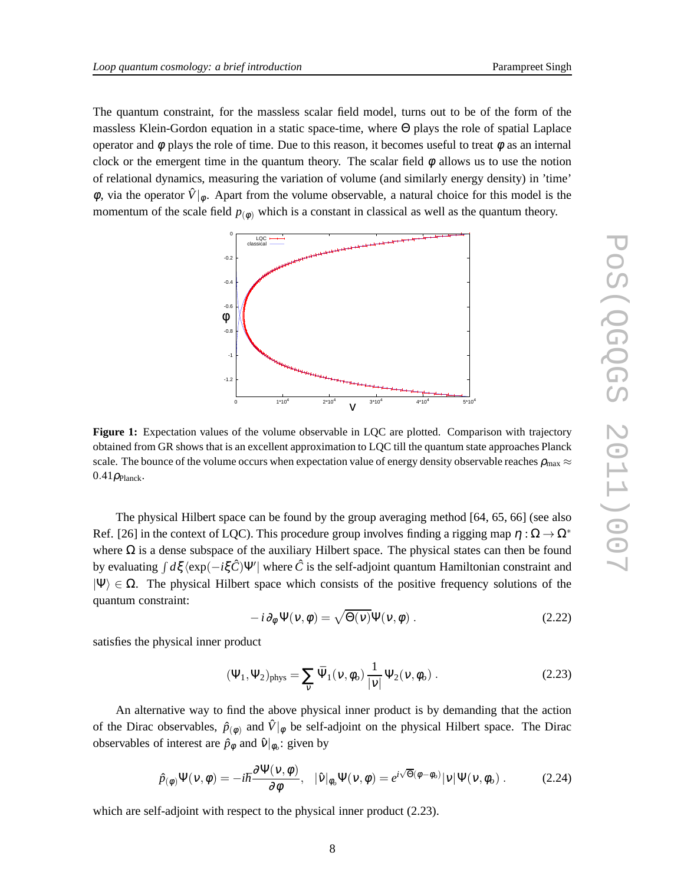The quantum constraint, for the massless scalar field model, turns out to be of the form of the massless Klein-Gordon equation in a static space-time, where $\Theta$ plays the role of spatial Laplace operator and $\phi$ plays the role of time. Due to this reason, it becomes useful to treat $\phi$ as an internal clock or the emergent time in the quantum theory. The scalar field $\phi$ allows us to use the notion of relational dynamics, measuring the variation of volume (and similarly energy density) in 'time' $\phi$, via the operator $\hat{V}|_\phi$. Apart from the volume observable, a natural choice for this model is the momentum of the scale field $p_{(\phi)}$ which is a constant in classical as well as the quantum theory.

**Figure 1:** Expectation values of the volume observable in LQC are plotted. Comparison with trajectory obtained from GR shows that is an excellent approximation to LQC till the quantum state approaches Planck scale. The bounce of the volume occurs when expectation value of energy density observable reaches $\rho_{\max} \approx 0.41\rho_{\mathrm{Planck}}$.

The physical Hilbert space can be found by the group averaging method [64, 65, 66] (see also Ref. [26] in the context of LQC). This procedure group involves finding a rigging map $\eta : \Omega \to \Omega^*$ where $\Omega$ is a dense subspace of the auxiliary Hilbert space. The physical states can then be found by evaluating $\int d\xi \langle \exp(-i\xi\hat{C})\Psi'|$ where $\hat{C}$ is the self-adjoint quantum Hamiltonian constraint and $|\Psi\rangle \in \Omega$. The physical Hilbert space which consists of the positive frequency solutions of the quantum constraint:

$$-i\,\partial_\phi \Psi(\nu,\phi) = \sqrt{\Theta(\nu)}\Psi(\nu,\phi)\,. \tag{2.22}$$

satisfies the physical inner product

$$(\Psi_1,\Psi_2)_{\mathrm{phys}} = \sum_\nu \bar{\Psi}_1(\nu,\phi_o)\,\frac{1}{|\nu|}\,\Psi_2(\nu,\phi_o)\,. \tag{2.23}$$

An alternative way to find the above physical inner product is by demanding that the action of the Dirac observables, $\hat{p}_{(\phi)}$ and $\hat{V}|_\phi$ be self-adjoint on the physical Hilbert space. The Dirac observables of interest are $\hat{p}_\phi$ and $\hat{\nu}|_{\phi_o}$: given by

$$\hat{p}_{(\phi)}\Psi(\nu,\phi) = -i\hbar\frac{\partial\Psi(\nu,\phi)}{\partial\phi}, \quad |\hat{\nu}|_{\phi_o}\Psi(\nu,\phi) = e^{i\sqrt{\Theta}(\phi-\phi_o)}|\nu|\Psi(\nu,\phi_o)\,. \tag{2.24}$$

which are self-adjoint with respect to the physical inner product (2.23).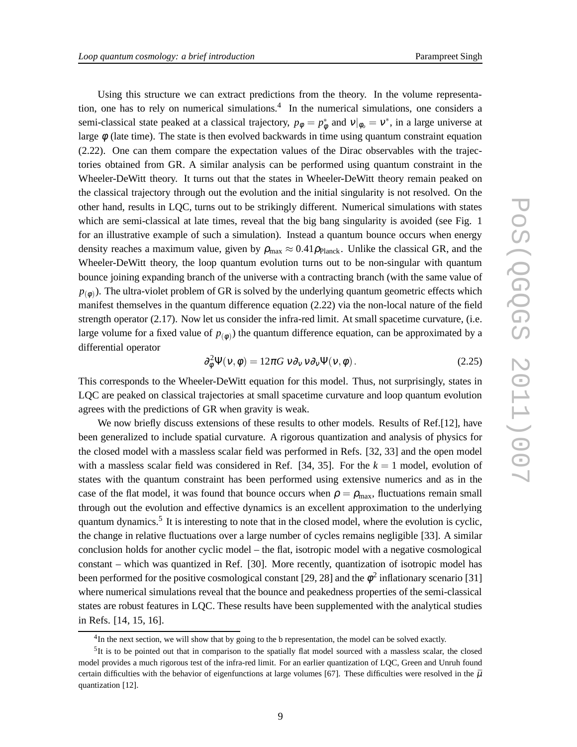Using this structure we can extract predictions from the theory. In the volume representation, one has to rely on numerical simulations.[4] In the numerical simulations, one considers a semi-classical state peaked at a classical trajectory, $p_\phi = p_\phi^*$ and $v|_{\phi_o} = v^*$, in a large universe at large $\phi$ (late time). The state is then evolved backwards in time using quantum constraint equation (2.22). One can them compare the expectation values of the Dirac observables with the trajectories obtained from GR. A similar analysis can be performed using quantum constraint in the Wheeler-DeWitt theory. It turns out that the states in Wheeler-DeWitt theory remain peaked on the classical trajectory through out the evolution and the initial singularity is not resolved. On the other hand, results in LQC, turns out to be strikingly different. Numerical simulations with states which are semi-classical at late times, reveal that the big bang singularity is avoided (see Fig. 1 for an illustrative example of such a simulation). Instead a quantum bounce occurs when energy density reaches a maximum value, given by $\rho_{\rm max} \approx 0.41 \rho_{\rm Planck}$. Unlike the classical GR, and the Wheeler-DeWitt theory, the loop quantum evolution turns out to be non-singular with quantum bounce joining expanding branch of the universe with a contracting branch (with the same value of $p_{(\phi)}$). The ultra-violet problem of GR is solved by the underlying quantum geometric effects which manifest themselves in the quantum difference equation (2.22) via the non-local nature of the field strength operator (2.17). Now let us consider the infra-red limit. At small spacetime curvature, (i.e. large volume for a fixed value of $p_{(\phi)}$) the quantum difference equation, can be approximated by a differential operator

$$\partial_\phi^2 \Psi(v, \phi) = 12\pi G \, v \partial_v \, v \partial_v \Psi(v, \phi) \, . \tag{2.25}$$

This corresponds to the Wheeler-DeWitt equation for this model. Thus, not surprisingly, states in LQC are peaked on classical trajectories at small spacetime curvature and loop quantum evolution agrees with the predictions of GR when gravity is weak.

We now briefly discuss extensions of these results to other models. Results of Ref.[12], have been generalized to include spatial curvature. A rigorous quantization and analysis of physics for the closed model with a massless scalar field was performed in Refs. [32, 33] and the open model with a massless scalar field was considered in Ref. [34, 35]. For the $k = 1$ model, evolution of states with the quantum constraint has been performed using extensive numerics and as in the case of the flat model, it was found that bounce occurs when $\rho = \rho_{\rm max}$, fluctuations remain small through out the evolution and effective dynamics is an excellent approximation to the underlying quantum dynamics.[5] It is interesting to note that in the closed model, where the evolution is cyclic, the change in relative fluctuations over a large number of cycles remains negligible [33]. A similar conclusion holds for another cyclic model – the flat, isotropic model with a negative cosmological constant – which was quantized in Ref. [30]. More recently, quantization of isotropic model has been performed for the positive cosmological constant [29, 28] and the $\phi^2$ inflationary scenario [31] where numerical simulations reveal that the bounce and peakedness properties of the semi-classical states are robust features in LQC. These results have been supplemented with the analytical studies in Refs. [14, 15, 16].

[4] In the next section, we will show that by going to the b representation, the model can be solved exactly.

[5] It is to be pointed out that in comparison to the spatially flat model sourced with a massless scalar, the closed model provides a much rigorous test of the infra-red limit. For an earlier quantization of LQC, Green and Unruh found certain difficulties with the behavior of eigenfunctions at large volumes [67]. These difficulties were resolved in the $\bar{\mu}$ quantization [12].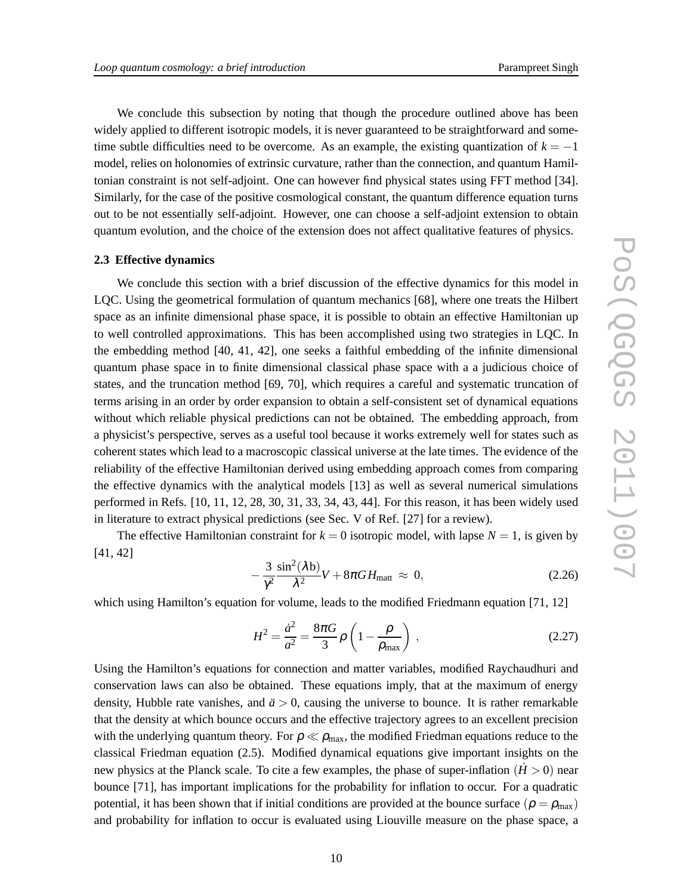We conclude this subsection by noting that though the procedure outlined above has been widely applied to different isotropic models, it is never guaranteed to be straightforward and sometime subtle difficulties need to be overcome. As an example, the existing quantization of $k = -1$ model, relies on holonomies of extrinsic curvature, rather than the connection, and quantum Hamiltonian constraint is not self-adjoint. One can however find physical states using FFT method [34]. Similarly, for the case of the positive cosmological constant, the quantum difference equation turns out to be not essentially self-adjoint. However, one can choose a self-adjoint extension to obtain quantum evolution, and the choice of the extension does not affect qualitative features of physics.

### 2.3 Effective dynamics

We conclude this section with a brief discussion of the effective dynamics for this model in LQC. Using the geometrical formulation of quantum mechanics [68], where one treats the Hilbert space as an infinite dimensional phase space, it is possible to obtain an effective Hamiltonian up to well controlled approximations. This has been accomplished using two strategies in LQC. In the embedding method [40, 41, 42], one seeks a faithful embedding of the infinite dimensional quantum phase space in to finite dimensional classical phase space with a a judicious choice of states, and the truncation method [69, 70], which requires a careful and systematic truncation of terms arising in an order by order expansion to obtain a self-consistent set of dynamical equations without which reliable physical predictions can not be obtained. The embedding approach, from a physicist's perspective, serves as a useful tool because it works extremely well for states such as coherent states which lead to a macroscopic classical universe at the late times. The evidence of the reliability of the effective Hamiltonian derived using embedding approach comes from comparing the effective dynamics with the analytical models [13] as well as several numerical simulations performed in Refs. [10, 11, 12, 28, 30, 31, 33, 34, 43, 44]. For this reason, it has been widely used in literature to extract physical predictions (see Sec. V of Ref. [27] for a review).

The effective Hamiltonian constraint for $k = 0$ isotropic model, with lapse $N = 1$, is given by [41, 42]

$$-\frac{3}{\gamma^2}\frac{\sin^2(\lambda \mathrm{b})}{\lambda^2}V + 8\pi G H_{\mathrm{matt}} \approx 0, \tag{2.26}$$

which using Hamilton's equation for volume, leads to the modified Friedmann equation [71, 12]

$$H^2 = \frac{\dot{a}^2}{a^2} = \frac{8\pi G}{3}\rho\left(1 - \frac{\rho}{\rho_{\mathrm{max}}}\right), \tag{2.27}$$

Using the Hamilton's equations for connection and matter variables, modified Raychaudhuri and conservation laws can also be obtained. These equations imply, that at the maximum of energy density, Hubble rate vanishes, and $\ddot{a} > 0$, causing the universe to bounce. It is rather remarkable that the density at which bounce occurs and the effective trajectory agrees to an excellent precision with the underlying quantum theory. For $\rho \ll \rho_{\mathrm{max}}$, the modified Friedman equations reduce to the classical Friedman equation (2.5). Modified dynamical equations give important insights on the new physics at the Planck scale. To cite a few examples, the phase of super-inflation ($\dot{H} > 0$) near bounce [71], has important implications for the probability for inflation to occur. For a quadratic potential, it has been shown that if initial conditions are provided at the bounce surface ($\rho = \rho_{\mathrm{max}}$) and probability for inflation to occur is evaluated using Liouville measure on the phase space, a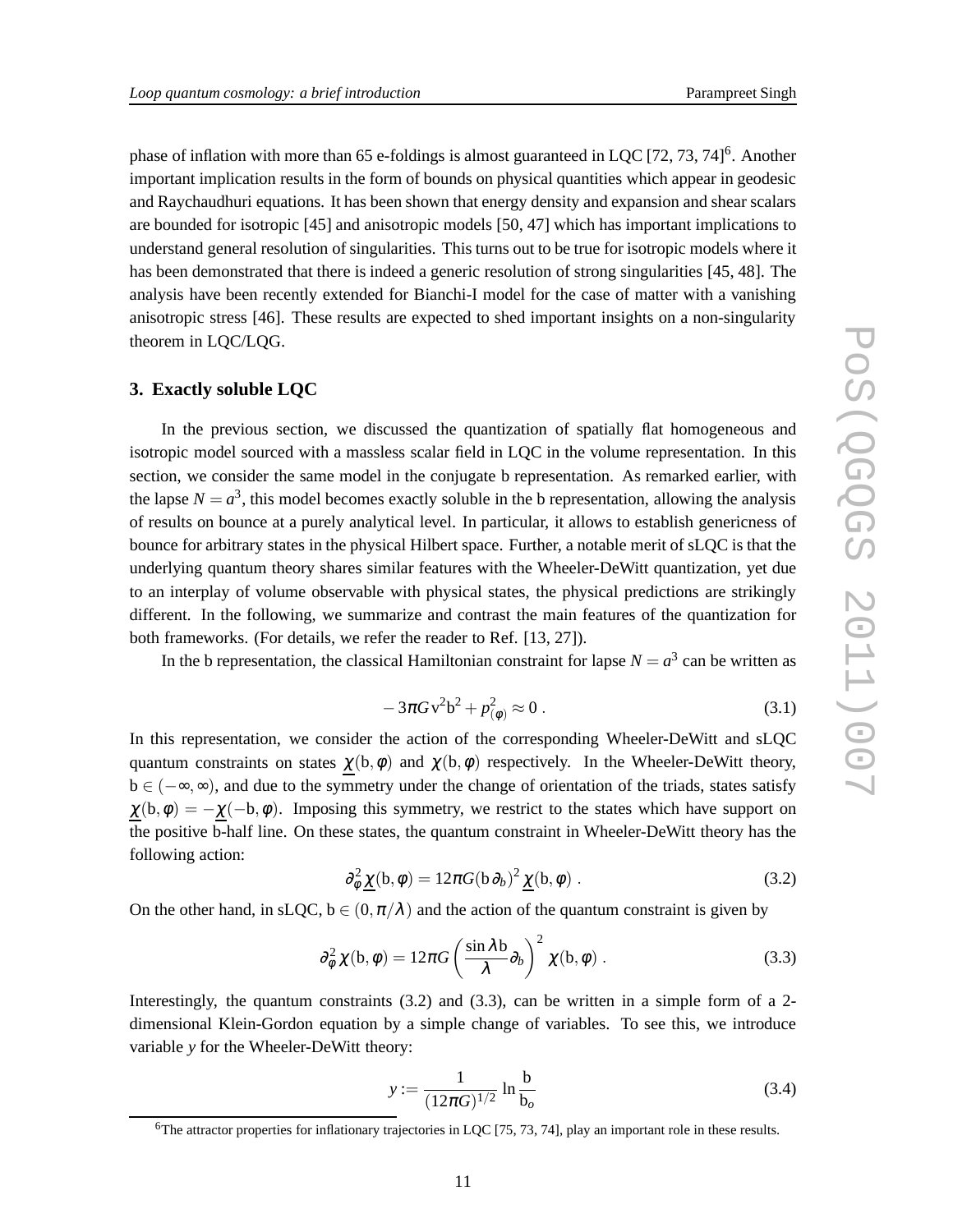phase of inflation with more than 65 e-foldings is almost guaranteed in LQC [72, 73, 74][6]. Another important implication results in the form of bounds on physical quantities which appear in geodesic and Raychaudhuri equations. It has been shown that energy density and expansion and shear scalars are bounded for isotropic [45] and anisotropic models [50, 47] which has important implications to understand general resolution of singularities. This turns out to be true for isotropic models where it has been demonstrated that there is indeed a generic resolution of strong singularities [45, 48]. The analysis have been recently extended for Bianchi-I model for the case of matter with a vanishing anisotropic stress [46]. These results are expected to shed important insights on a non-singularity theorem in LQC/LQG.

## 3. Exactly soluble LQC

In the previous section, we discussed the quantization of spatially flat homogeneous and isotropic model sourced with a massless scalar field in LQC in the volume representation. In this section, we consider the same model in the conjugate b representation. As remarked earlier, with the lapse $N = a^3$, this model becomes exactly soluble in the b representation, allowing the analysis of results on bounce at a purely analytical level. In particular, it allows to establish genericness of bounce for arbitrary states in the physical Hilbert space. Further, a notable merit of sLQC is that the underlying quantum theory shares similar features with the Wheeler-DeWitt quantization, yet due to an interplay of volume observable with physical states, the physical predictions are strikingly different. In the following, we summarize and contrast the main features of the quantization for both frameworks. (For details, we refer the reader to Ref. [13, 27]).

In the b representation, the classical Hamiltonian constraint for lapse $N = a^3$ can be written as

$$- 3\pi G \mathrm{v}^2 \mathrm{b}^2 + p_{(\phi)}^2 \approx 0 \, . \tag{3.1}$$

In this representation, we consider the action of the corresponding Wheeler-DeWitt and sLQC quantum constraints on states $\underline{\chi}(\mathrm{b}, \phi)$ and $\chi(\mathrm{b}, \phi)$ respectively. In the Wheeler-DeWitt theory, $\mathrm{b} \in (-\infty, \infty)$, and due to the symmetry under the change of orientation of the triads, states satisfy $\underline{\chi}(\mathrm{b}, \phi) = -\underline{\chi}(-\mathrm{b}, \phi)$. Imposing this symmetry, we restrict to the states which have support on the positive b-half line. On these states, the quantum constraint in Wheeler-DeWitt theory has the following action:

$$\partial_\phi^2 \underline{\chi}(\mathrm{b}, \phi) = 12\pi G (\mathrm{b}\, \partial_b)^2 \, \underline{\chi}(\mathrm{b}, \phi) \, . \tag{3.2}$$

On the other hand, in sLQC, $\mathrm{b} \in (0, \pi/\lambda)$ and the action of the quantum constraint is given by

$$\partial_\phi^2 \chi(\mathrm{b}, \phi) = 12\pi G \left( \frac{\sin \lambda \mathrm{b}}{\lambda} \partial_b \right)^2 \chi(\mathrm{b}, \phi) \, . \tag{3.3}$$

Interestingly, the quantum constraints (3.2) and (3.3), can be written in a simple form of a 2-dimensional Klein-Gordon equation by a simple change of variables. To see this, we introduce variable $y$ for the Wheeler-DeWitt theory:

$$y := \frac{1}{(12\pi G)^{1/2}} \ln \frac{\mathrm{b}}{\mathrm{b}_o} \tag{3.4}$$

[6] The attractor properties for inflationary trajectories in LQC [75, 73, 74], play an important role in these results.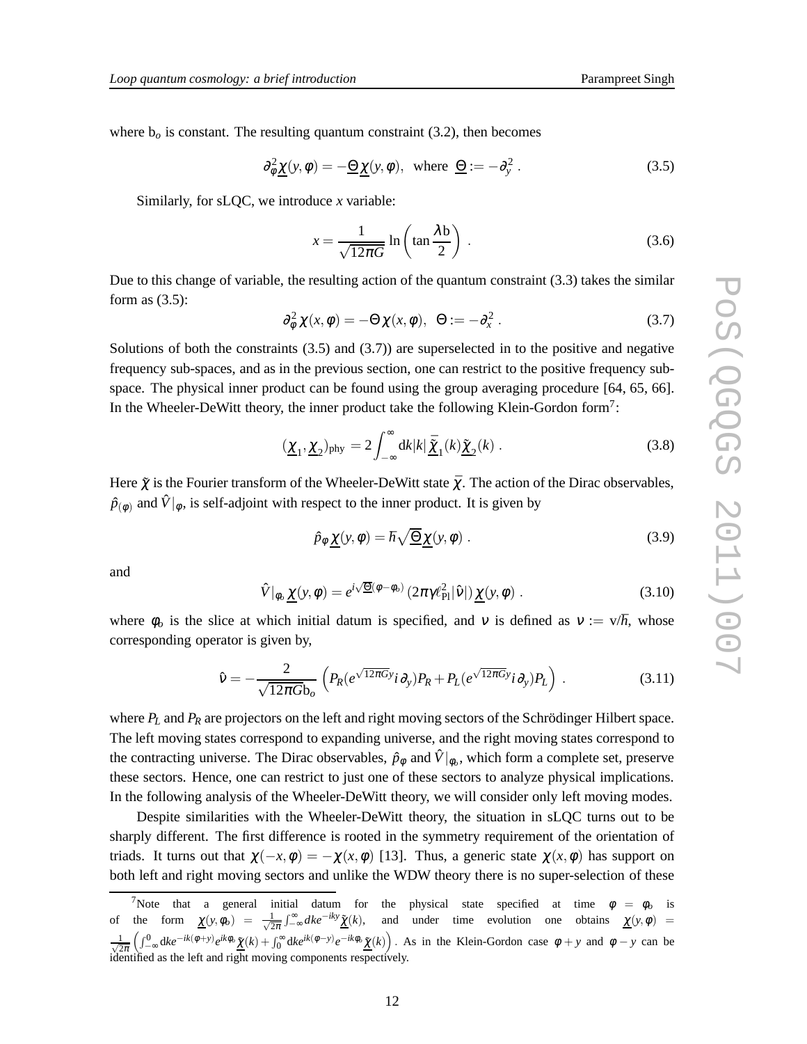where $\mathrm{b}_o$ is constant. The resulting quantum constraint (3.2), then becomes

$$\partial_\phi^2 \underline{\chi}(y,\phi) = -\underline{\Theta}\,\underline{\chi}(y,\phi), \quad \text{where } \underline{\Theta} := -\partial_y^2 \,. \tag{3.5}$$

Similarly, for sLQC, we introduce $x$ variable:

$$x = \frac{1}{\sqrt{12\pi G}} \ln\left(\tan\frac{\lambda \mathrm{b}}{2}\right) \,. \tag{3.6}$$

Due to this change of variable, the resulting action of the quantum constraint (3.3) takes the similar form as (3.5):

$$\partial_\phi^2 \chi(x,\phi) = -\Theta\,\chi(x,\phi), \quad \Theta := -\partial_x^2 \,. \tag{3.7}$$

Solutions of both the constraints (3.5) and (3.7)) are superselected in to the positive and negative frequency sub-spaces, and as in the previous section, one can restrict to the positive frequency sub-space. The physical inner product can be found using the group averaging procedure [64, 65, 66]. In the Wheeler-DeWitt theory, the inner product take the following Klein-Gordon form[7]:

$$(\underline{\chi}_1, \underline{\chi}_2)_{\rm phy} = 2\int_{-\infty}^{\infty} \mathrm{d}k |k| \,\bar{\underline{\tilde{\chi}}}_1(k) \underline{\tilde{\chi}}_2(k) \,. \tag{3.8}$$

Here $\tilde{\chi}$ is the Fourier transform of the Wheeler-DeWitt state $\bar{\chi}$. The action of the Dirac observables, $\hat{p}_{(\phi)}$ and $\hat{V}|_\phi$, is self-adjoint with respect to the inner product. It is given by

$$\hat{p}_\phi \underline{\chi}(y,\phi) = \hbar\sqrt{\underline{\Theta}}\,\underline{\chi}(y,\phi) \,. \tag{3.9}$$

and

$$\hat{V}|_{\phi_o} \underline{\chi}(y,\phi) = e^{i\sqrt{\underline{\Theta}}(\phi-\phi_o)} \left(2\pi\gamma\ell_{\rm Pl}^2 |\hat{\nu}|\right) \underline{\chi}(y,\phi) \,. \tag{3.10}$$

where $\phi_o$ is the slice at which initial datum is specified, and $\nu$ is defined as $\nu := \mathrm{v}/\hbar$, whose corresponding operator is given by,

$$\hat{\nu} = -\frac{2}{\sqrt{12\pi G}\mathrm{b}_o} \left(P_R(e^{\sqrt{12\pi G}y} i\,\partial_y) P_R + P_L(e^{\sqrt{12\pi G}y} i\,\partial_y) P_L\right) \,. \tag{3.11}$$

where $P_L$ and $P_R$ are projectors on the left and right moving sectors of the Schrödinger Hilbert space. The left moving states correspond to expanding universe, and the right moving states correspond to the contracting universe. The Dirac observables, $\hat{p}_\phi$ and $\hat{V}|_{\phi_o}$, which form a complete set, preserve these sectors. Hence, one can restrict to just one of these sectors to analyze physical implications. In the following analysis of the Wheeler-DeWitt theory, we will consider only left moving modes.

Despite similarities with the Wheeler-DeWitt theory, the situation in sLQC turns out to be sharply different. The first difference is rooted in the symmetry requirement of the orientation of triads. It turns out that $\chi(-x,\phi) = -\chi(x,\phi)$ [13]. Thus, a generic state $\chi(x,\phi)$ has support on both left and right moving sectors and unlike the WDW theory there is no super-selection of these

---

[7] Note that a general initial datum for the physical state specified at time $\phi = \phi_o$ is of the form $\underline{\chi}(y,\phi_o) = \frac{1}{\sqrt{2\pi}}\int_{-\infty}^{\infty} dk e^{-iky} \underline{\tilde{\chi}}(k)$, and under time evolution one obtains $\underline{\chi}(y,\phi) = \frac{1}{\sqrt{2\pi}}\left(\int_{-\infty}^{0} \mathrm{d}k e^{-ik(\phi+y)} e^{ik\phi_o} \underline{\tilde{\chi}}(k) + \int_0^\infty \mathrm{d}k e^{ik(\phi-y)} e^{-ik\phi_o} \underline{\tilde{\chi}}(k)\right)$. As in the Klein-Gordon case $\phi+y$ and $\phi-y$ can be identified as the left and right moving components respectively.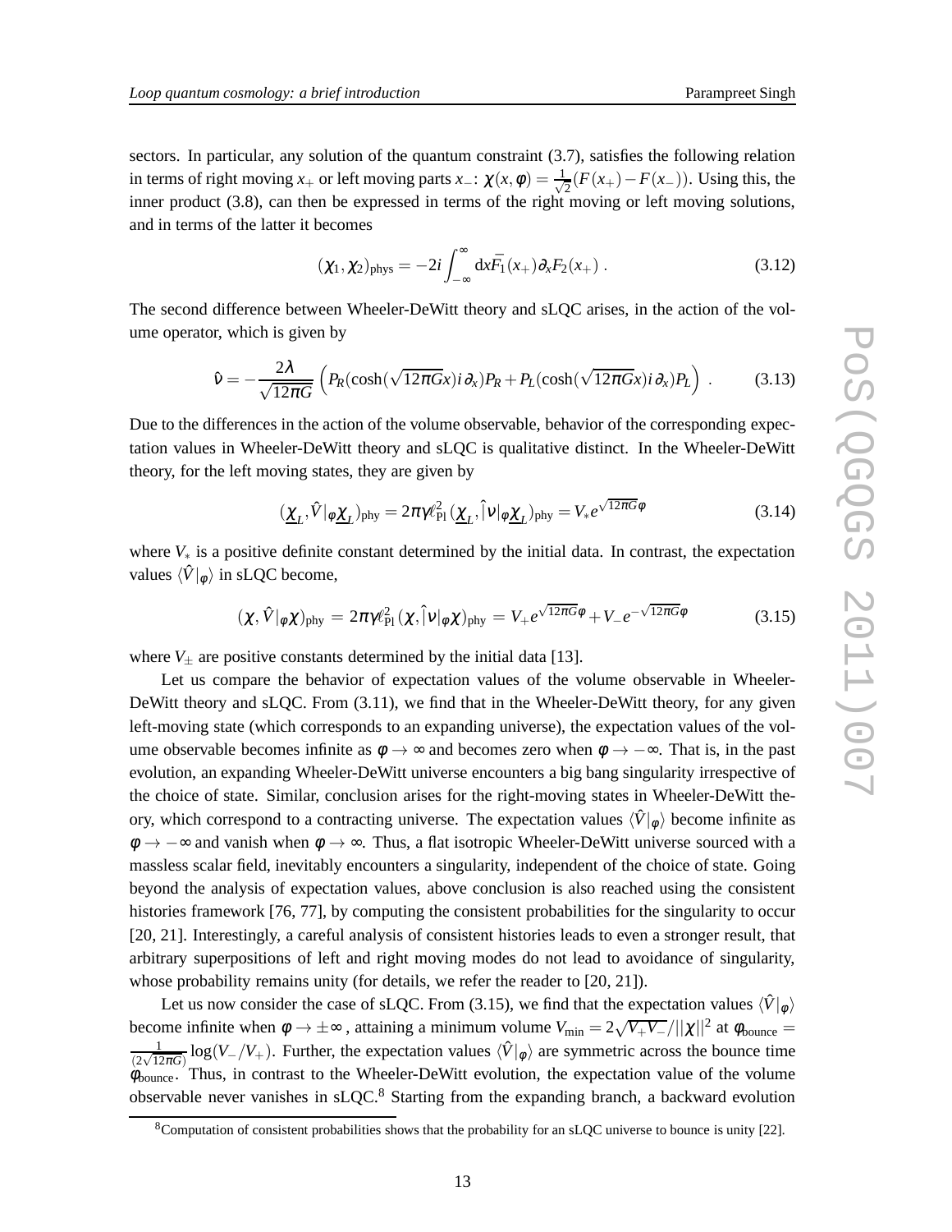sectors. In particular, any solution of the quantum constraint (3.7), satisfies the following relation in terms of right moving $x_+$ or left moving parts $x_-$: $\chi(x,\phi) = \frac{1}{\sqrt{2}}(F(x_+) - F(x_-))$. Using this, the inner product (3.8), can then be expressed in terms of the right moving or left moving solutions, and in terms of the latter it becomes

$$(\chi_1, \chi_2)_{\rm phys} = -2i \int_{-\infty}^{\infty} {\rm d}x \bar{F}_1(x_+) \partial_x F_2(x_+) \, . \tag{3.12}$$

The second difference between Wheeler-DeWitt theory and sLQC arises, in the action of the volume operator, which is given by

$$\hat{\nu} = -\frac{2\lambda}{\sqrt{12\pi G}} \left( P_R(\cosh(\sqrt{12\pi G}x) i \partial_x) P_R + P_L(\cosh(\sqrt{12\pi G}x) i \partial_x) P_L \right) \, . \tag{3.13}$$

Due to the differences in the action of the volume observable, behavior of the corresponding expectation values in Wheeler-DeWitt theory and sLQC is qualitative distinct. In the Wheeler-DeWitt theory, for the left moving states, they are given by

$$(\underline{\chi}_L, \hat{V}|_\phi \underline{\chi}_L)_{\rm phy} = 2\pi\gamma \ell_{\rm Pl}^2 (\underline{\chi}_L, \hat{|\nu|}_\phi \underline{\chi}_L)_{\rm phy} = V_* e^{\sqrt{12\pi G}\phi} \tag{3.14}$$

where $V_*$ is a positive definite constant determined by the initial data. In contrast, the expectation values $\langle \hat{V}|_\phi \rangle$ in sLQC become,

$$(\chi, \hat{V}|_\phi \chi)_{\rm phy} = 2\pi\gamma \ell_{\rm Pl}^2 (\chi, \hat{|\nu|}_\phi \chi)_{\rm phy} = V_+ e^{\sqrt{12\pi G}\phi} + V_- e^{-\sqrt{12\pi G}\phi} \tag{3.15}$$

where $V_\pm$ are positive constants determined by the initial data [13].

Let us compare the behavior of expectation values of the volume observable in Wheeler-DeWitt theory and sLQC. From (3.11), we find that in the Wheeler-DeWitt theory, for any given left-moving state (which corresponds to an expanding universe), the expectation values of the volume observable becomes infinite as $\phi \to \infty$ and becomes zero when $\phi \to -\infty$. That is, in the past evolution, an expanding Wheeler-DeWitt universe encounters a big bang singularity irrespective of the choice of state. Similar, conclusion arises for the right-moving states in Wheeler-DeWitt theory, which correspond to a contracting universe. The expectation values $\langle \hat{V}|_\phi \rangle$ become infinite as $\phi \to -\infty$ and vanish when $\phi \to \infty$. Thus, a flat isotropic Wheeler-DeWitt universe sourced with a massless scalar field, inevitably encounters a singularity, independent of the choice of state. Going beyond the analysis of expectation values, above conclusion is also reached using the consistent histories framework [76, 77], by computing the consistent probabilities for the singularity to occur [20, 21]. Interestingly, a careful analysis of consistent histories leads to even a stronger result, that arbitrary superpositions of left and right moving modes do not lead to avoidance of singularity, whose probability remains unity (for details, we refer the reader to [20, 21]).

Let us now consider the case of sLQC. From (3.15), we find that the expectation values $\langle \hat{V}|_\phi \rangle$ become infinite when $\phi \to \pm\infty$, attaining a minimum volume $V_{\rm min} = 2\sqrt{V_+ V_-}/||\chi||^2$ at $\phi_{\rm bounce} = \frac{1}{(2\sqrt{12\pi G})} \log(V_-/V_+)$. Further, the expectation values $\langle \hat{V}|_\phi \rangle$ are symmetric across the bounce time $\phi_{\rm bounce}$. Thus, in contrast to the Wheeler-DeWitt evolution, the expectation value of the volume observable never vanishes in sLQC.[8] Starting from the expanding branch, a backward evolution

[8] Computation of consistent probabilities shows that the probability for an sLQC universe to bounce is unity [22].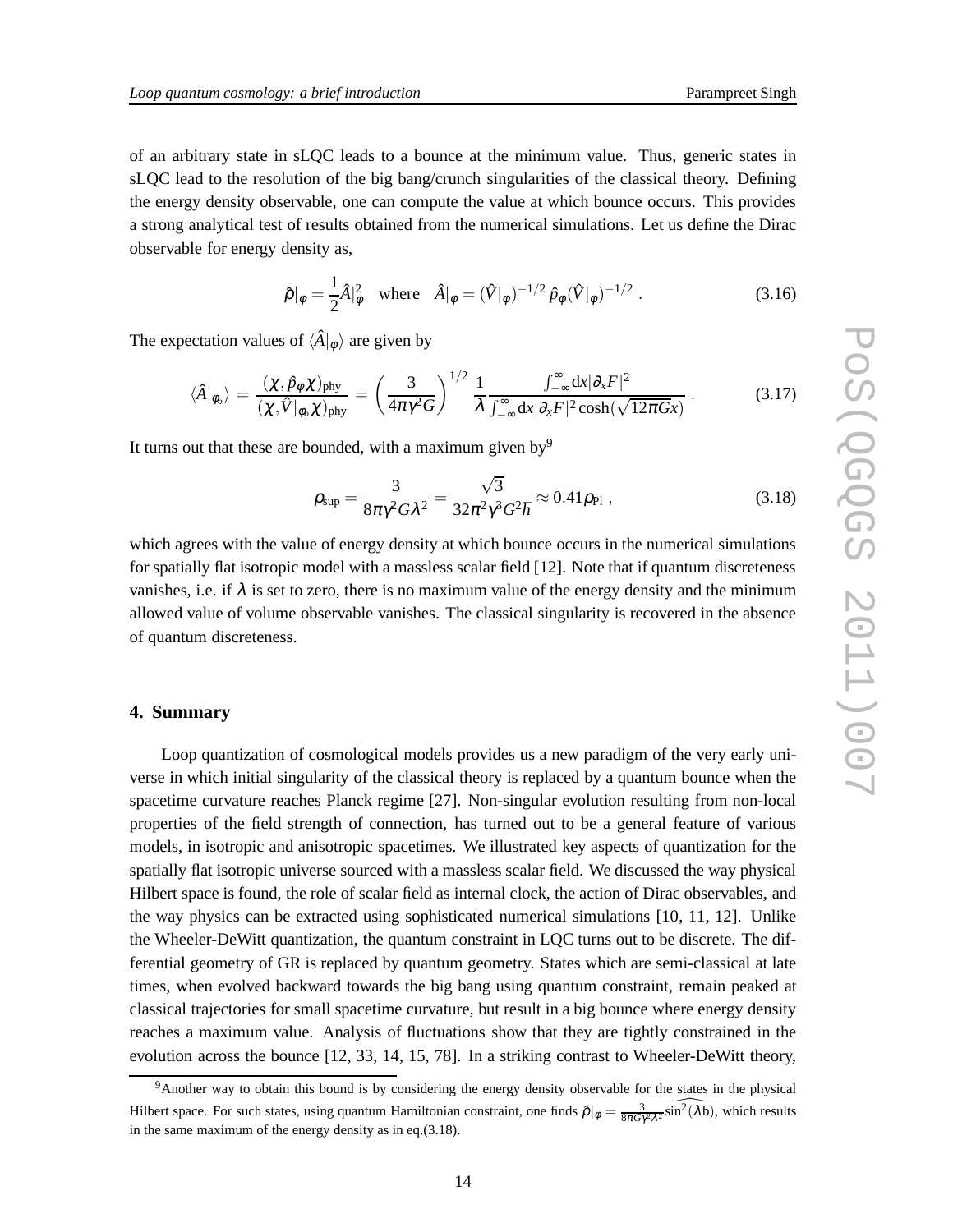of an arbitrary state in sLQC leads to a bounce at the minimum value. Thus, generic states in sLQC lead to the resolution of the big bang/crunch singularities of the classical theory. Defining the energy density observable, one can compute the value at which bounce occurs. This provides a strong analytical test of results obtained from the numerical simulations. Let us define the Dirac observable for energy density as,

$$\hat{\rho}|_\phi = \frac{1}{2}\hat{A}|_\phi^2 \quad \text{where} \quad \hat{A}|_\phi = (\hat{V}|_\phi)^{-1/2}\,\hat{p}_\phi(\hat{V}|_\phi)^{-1/2} \,. \tag{3.16}$$

The expectation values of $\langle \hat{A}|_\phi \rangle$ are given by

$$\langle \hat{A}|_{\phi_o} \rangle \,=\, \frac{(\chi, \hat{p}_\phi \chi)_{\rm phy}}{(\chi, \hat{V}|_{\phi_o} \chi)_{\rm phy}} = \left(\frac{3}{4\pi\gamma^2 G}\right)^{1/2} \frac{1}{\lambda} \frac{\int_{-\infty}^{\infty} {\rm d}x |\partial_x F|^2}{\int_{-\infty}^{\infty} {\rm d}x |\partial_x F|^2 \cosh(\sqrt{12\pi G}x)} \,. \tag{3.17}$$

It turns out that these are bounded, with a maximum given by[9]

$$\rho_{\rm sup} = \frac{3}{8\pi\gamma^2 G\lambda^2} = \frac{\sqrt{3}}{32\pi^2\gamma^3 G^2\hbar} \approx 0.41\rho_{\rm Pl} \,, \tag{3.18}$$

which agrees with the value of energy density at which bounce occurs in the numerical simulations for spatially flat isotropic model with a massless scalar field [12]. Note that if quantum discreteness vanishes, i.e. if $\lambda$ is set to zero, there is no maximum value of the energy density and the minimum allowed value of volume observable vanishes. The classical singularity is recovered in the absence of quantum discreteness.

## 4. Summary

Loop quantization of cosmological models provides us a new paradigm of the very early universe in which initial singularity of the classical theory is replaced by a quantum bounce when the spacetime curvature reaches Planck regime [27]. Non-singular evolution resulting from non-local properties of the field strength of connection, has turned out to be a general feature of various models, in isotropic and anisotropic spacetimes. We illustrated key aspects of quantization for the spatially flat isotropic universe sourced with a massless scalar field. We discussed the way physical Hilbert space is found, the role of scalar field as internal clock, the action of Dirac observables, and the way physics can be extracted using sophisticated numerical simulations [10, 11, 12]. Unlike the Wheeler-DeWitt quantization, the quantum constraint in LQC turns out to be discrete. The differential geometry of GR is replaced by quantum geometry. States which are semi-classical at late times, when evolved backward towards the big bang using quantum constraint, remain peaked at classical trajectories for small spacetime curvature, but result in a big bounce where energy density reaches a maximum value. Analysis of fluctuations show that they are tightly constrained in the evolution across the bounce [12, 33, 14, 15, 78]. In a striking contrast to Wheeler-DeWitt theory,

---

[9] Another way to obtain this bound is by considering the energy density observable for the states in the physical Hilbert space. For such states, using quantum Hamiltonian constraint, one finds $\hat{\rho}|_\phi = \frac{3}{8\pi G\gamma^2\lambda^2}\widehat{\sin^2(\lambda b)}$, which results in the same maximum of the energy density as in eq.(3.18).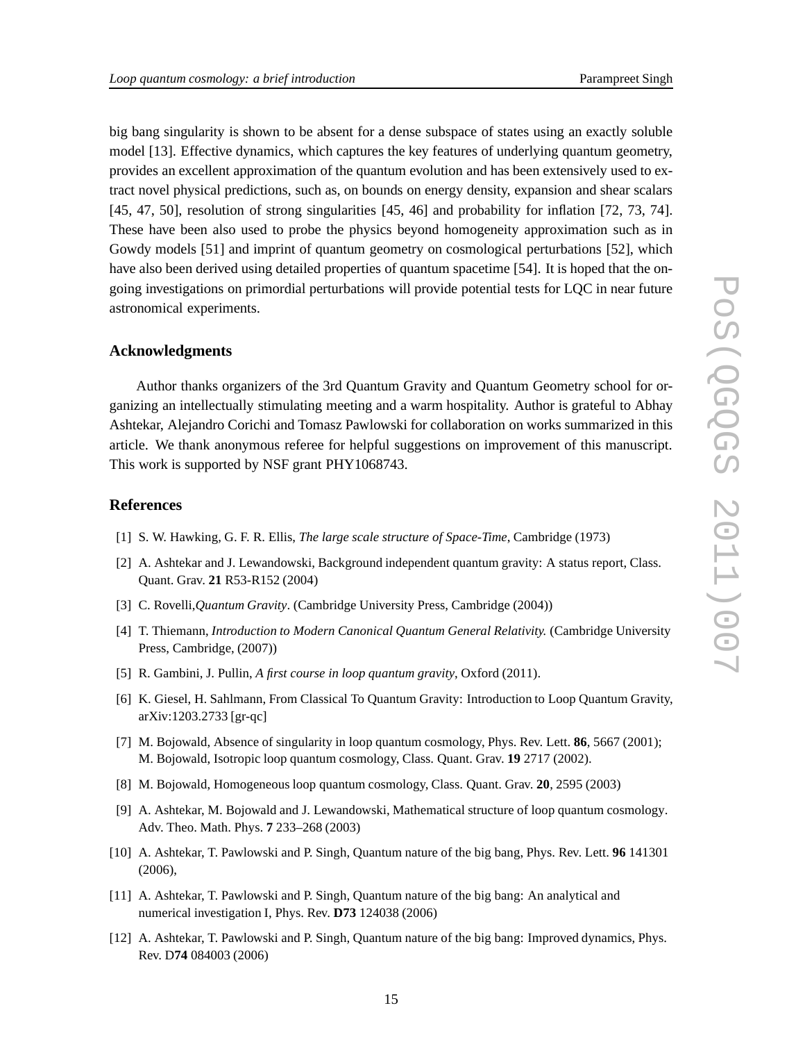big bang singularity is shown to be absent for a dense subspace of states using an exactly soluble model [13]. Effective dynamics, which captures the key features of underlying quantum geometry, provides an excellent approximation of the quantum evolution and has been extensively used to extract novel physical predictions, such as, on bounds on energy density, expansion and shear scalars [45, 47, 50], resolution of strong singularities [45, 46] and probability for inflation [72, 73, 74]. These have been also used to probe the physics beyond homogeneity approximation such as in Gowdy models [51] and imprint of quantum geometry on cosmological perturbations [52], which have also been derived using detailed properties of quantum spacetime [54]. It is hoped that the on-going investigations on primordial perturbations will provide potential tests for LQC in near future astronomical experiments.

## Acknowledgments

Author thanks organizers of the 3rd Quantum Gravity and Quantum Geometry school for organizing an intellectually stimulating meeting and a warm hospitality. Author is grateful to Abhay Ashtekar, Alejandro Corichi and Tomasz Pawlowski for collaboration on works summarized in this article. We thank anonymous referee for helpful suggestions on improvement of this manuscript. This work is supported by NSF grant PHY1068743.

## References

[1] S. W. Hawking, G. F. R. Ellis, *The large scale structure of Space-Time*, Cambridge (1973)

[2] A. Ashtekar and J. Lewandowski, Background independent quantum gravity: A status report, Class. Quant. Grav. **21** R53-R152 (2004)

[3] C. Rovelli,*Quantum Gravity*. (Cambridge University Press, Cambridge (2004))

[4] T. Thiemann, *Introduction to Modern Canonical Quantum General Relativity.* (Cambridge University Press, Cambridge, (2007))

[5] R. Gambini, J. Pullin, *A first course in loop quantum gravity*, Oxford (2011).

[6] K. Giesel, H. Sahlmann, From Classical To Quantum Gravity: Introduction to Loop Quantum Gravity, arXiv:1203.2733 [gr-qc]

[7] M. Bojowald, Absence of singularity in loop quantum cosmology, Phys. Rev. Lett. **86**, 5667 (2001); M. Bojowald, Isotropic loop quantum cosmology, Class. Quant. Grav. **19** 2717 (2002).

[8] M. Bojowald, Homogeneous loop quantum cosmology, Class. Quant. Grav. **20**, 2595 (2003)

[9] A. Ashtekar, M. Bojowald and J. Lewandowski, Mathematical structure of loop quantum cosmology. Adv. Theo. Math. Phys. **7** 233–268 (2003)

[10] A. Ashtekar, T. Pawlowski and P. Singh, Quantum nature of the big bang, Phys. Rev. Lett. **96** 141301 (2006),

[11] A. Ashtekar, T. Pawlowski and P. Singh, Quantum nature of the big bang: An analytical and numerical investigation I, Phys. Rev. **D73** 124038 (2006)

[12] A. Ashtekar, T. Pawlowski and P. Singh, Quantum nature of the big bang: Improved dynamics, Phys. Rev. D**74** 084003 (2006)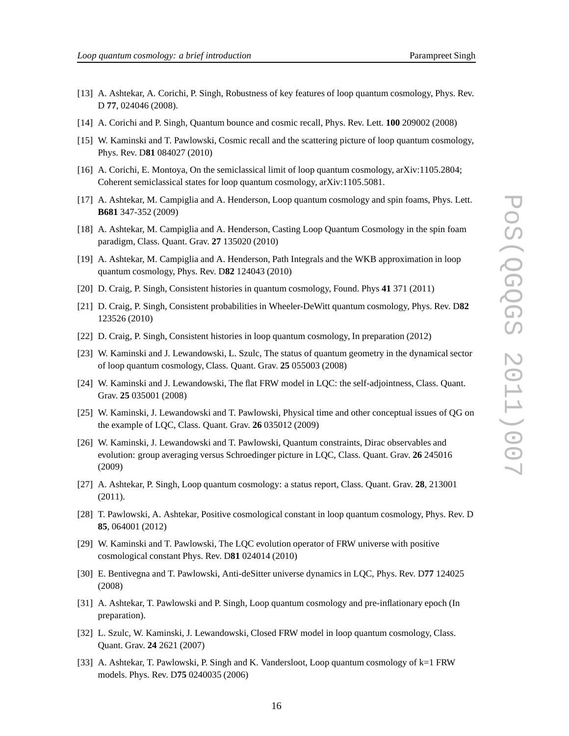[13] A. Ashtekar, A. Corichi, P. Singh, Robustness of key features of loop quantum cosmology, Phys. Rev. D **77**, 024046 (2008).

[14] A. Corichi and P. Singh, Quantum bounce and cosmic recall, Phys. Rev. Lett. **100** 209002 (2008)

[15] W. Kaminski and T. Pawlowski, Cosmic recall and the scattering picture of loop quantum cosmology, Phys. Rev. D**81** 084027 (2010)

[16] A. Corichi, E. Montoya, On the semiclassical limit of loop quantum cosmology, arXiv:1105.2804; Coherent semiclassical states for loop quantum cosmology, arXiv:1105.5081.

[17] A. Ashtekar, M. Campiglia and A. Henderson, Loop quantum cosmology and spin foams, Phys. Lett. **B681** 347-352 (2009)

[18] A. Ashtekar, M. Campiglia and A. Henderson, Casting Loop Quantum Cosmology in the spin foam paradigm, Class. Quant. Grav. **27** 135020 (2010)

[19] A. Ashtekar, M. Campiglia and A. Henderson, Path Integrals and the WKB approximation in loop quantum cosmology, Phys. Rev. D**82** 124043 (2010)

[20] D. Craig, P. Singh, Consistent histories in quantum cosmology, Found. Phys **41** 371 (2011)

[21] D. Craig, P. Singh, Consistent probabilities in Wheeler-DeWitt quantum cosmology, Phys. Rev. D**82** 123526 (2010)

[22] D. Craig, P. Singh, Consistent histories in loop quantum cosmology, In preparation (2012)

[23] W. Kaminski and J. Lewandowski, L. Szulc, The status of quantum geometry in the dynamical sector of loop quantum cosmology, Class. Quant. Grav. **25** 055003 (2008)

[24] W. Kaminski and J. Lewandowski, The flat FRW model in LQC: the self-adjointness, Class. Quant. Grav. **25** 035001 (2008)

[25] W. Kaminski, J. Lewandowski and T. Pawlowski, Physical time and other conceptual issues of QG on the example of LQC, Class. Quant. Grav. **26** 035012 (2009)

[26] W. Kaminski, J. Lewandowski and T. Pawlowski, Quantum constraints, Dirac observables and evolution: group averaging versus Schroedinger picture in LQC, Class. Quant. Grav. **26** 245016 (2009)

[27] A. Ashtekar, P. Singh, Loop quantum cosmology: a status report, Class. Quant. Grav. **28**, 213001 (2011).

[28] T. Pawlowski, A. Ashtekar, Positive cosmological constant in loop quantum cosmology, Phys. Rev. D **85**, 064001 (2012)

[29] W. Kaminski and T. Pawlowski, The LQC evolution operator of FRW universe with positive cosmological constant Phys. Rev. D**81** 024014 (2010)

[30] E. Bentivegna and T. Pawlowski, Anti-deSitter universe dynamics in LQC, Phys. Rev. D**77** 124025 (2008)

[31] A. Ashtekar, T. Pawlowski and P. Singh, Loop quantum cosmology and pre-inflationary epoch (In preparation).

[32] L. Szulc, W. Kaminski, J. Lewandowski, Closed FRW model in loop quantum cosmology, Class. Quant. Grav. **24** 2621 (2007)

[33] A. Ashtekar, T. Pawlowski, P. Singh and K. Vandersloot, Loop quantum cosmology of k=1 FRW models. Phys. Rev. D**75** 0240035 (2006)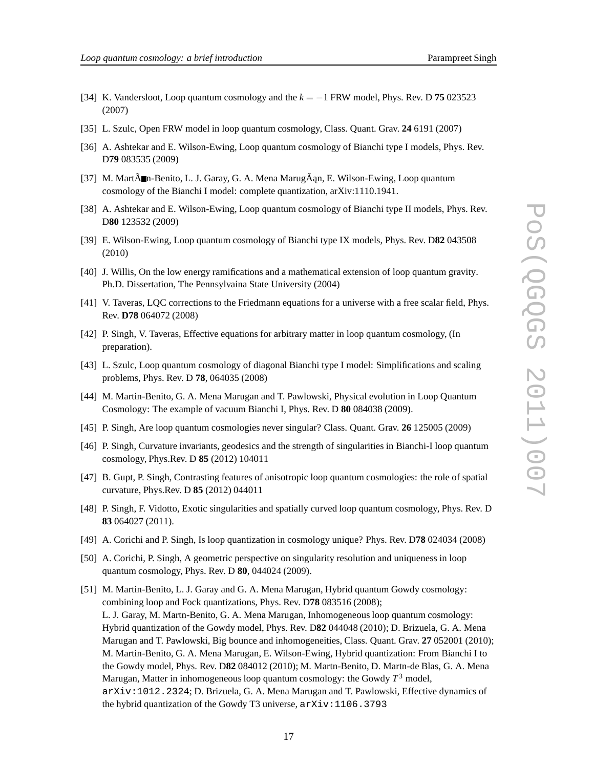[34] K. Vandersloot, Loop quantum cosmology and the $k = -1$ FRW model, Phys. Rev. D **75** 023523 (2007)

[35] L. Szulc, Open FRW model in loop quantum cosmology, Class. Quant. Grav. **24** 6191 (2007)

[36] A. Ashtekar and E. Wilson-Ewing, Loop quantum cosmology of Bianchi type I models, Phys. Rev. D**79** 083535 (2009)

[37] M. MartÃ■n-Benito, L. J. Garay, G. A. Mena MarugÃąn, E. Wilson-Ewing, Loop quantum cosmology of the Bianchi I model: complete quantization, arXiv:1110.1941.

[38] A. Ashtekar and E. Wilson-Ewing, Loop quantum cosmology of Bianchi type II models, Phys. Rev. D**80** 123532 (2009)

[39] E. Wilson-Ewing, Loop quantum cosmology of Bianchi type IX models, Phys. Rev. D**82** 043508 (2010)

[40] J. Willis, On the low energy ramifications and a mathematical extension of loop quantum gravity. Ph.D. Dissertation, The Pennsylvaina State University (2004)

[41] V. Taveras, LQC corrections to the Friedmann equations for a universe with a free scalar field, Phys. Rev. **D78** 064072 (2008)

[42] P. Singh, V. Taveras, Effective equations for arbitrary matter in loop quantum cosmology, (In preparation).

[43] L. Szulc, Loop quantum cosmology of diagonal Bianchi type I model: Simplifications and scaling problems, Phys. Rev. D **78**, 064035 (2008)

[44] M. Martin-Benito, G. A. Mena Marugan and T. Pawlowski, Physical evolution in Loop Quantum Cosmology: The example of vacuum Bianchi I, Phys. Rev. D **80** 084038 (2009).

[45] P. Singh, Are loop quantum cosmologies never singular? Class. Quant. Grav. **26** 125005 (2009)

[46] P. Singh, Curvature invariants, geodesics and the strength of singularities in Bianchi-I loop quantum cosmology, Phys.Rev. D **85** (2012) 104011

[47] B. Gupt, P. Singh, Contrasting features of anisotropic loop quantum cosmologies: the role of spatial curvature, Phys.Rev. D **85** (2012) 044011

[48] P. Singh, F. Vidotto, Exotic singularities and spatially curved loop quantum cosmology, Phys. Rev. D **83** 064027 (2011).

[49] A. Corichi and P. Singh, Is loop quantization in cosmology unique? Phys. Rev. D**78** 024034 (2008)

[50] A. Corichi, P. Singh, A geometric perspective on singularity resolution and uniqueness in loop quantum cosmology, Phys. Rev. D **80**, 044024 (2009).

[51] M. Martin-Benito, L. J. Garay and G. A. Mena Marugan, Hybrid quantum Gowdy cosmology: combining loop and Fock quantizations, Phys. Rev. D**78** 083516 (2008);
L. J. Garay, M. Martn-Benito, G. A. Mena Marugan, Inhomogeneous loop quantum cosmology: Hybrid quantization of the Gowdy model, Phys. Rev. D**82** 044048 (2010); D. Brizuela, G. A. Mena Marugan and T. Pawlowski, Big bounce and inhomogeneities, Class. Quant. Grav. **27** 052001 (2010); M. Martin-Benito, G. A. Mena Marugan, E. Wilson-Ewing, Hybrid quantization: From Bianchi I to the Gowdy model, Phys. Rev. D**82** 084012 (2010); M. Martn-Benito, D. Martn-de Blas, G. A. Mena Marugan, Matter in inhomogeneous loop quantum cosmology: the Gowdy $T^3$ model, `arXiv:1012.2324`; D. Brizuela, G. A. Mena Marugan and T. Pawlowski, Effective dynamics of the hybrid quantization of the Gowdy T3 universe, `arXiv:1106.3793`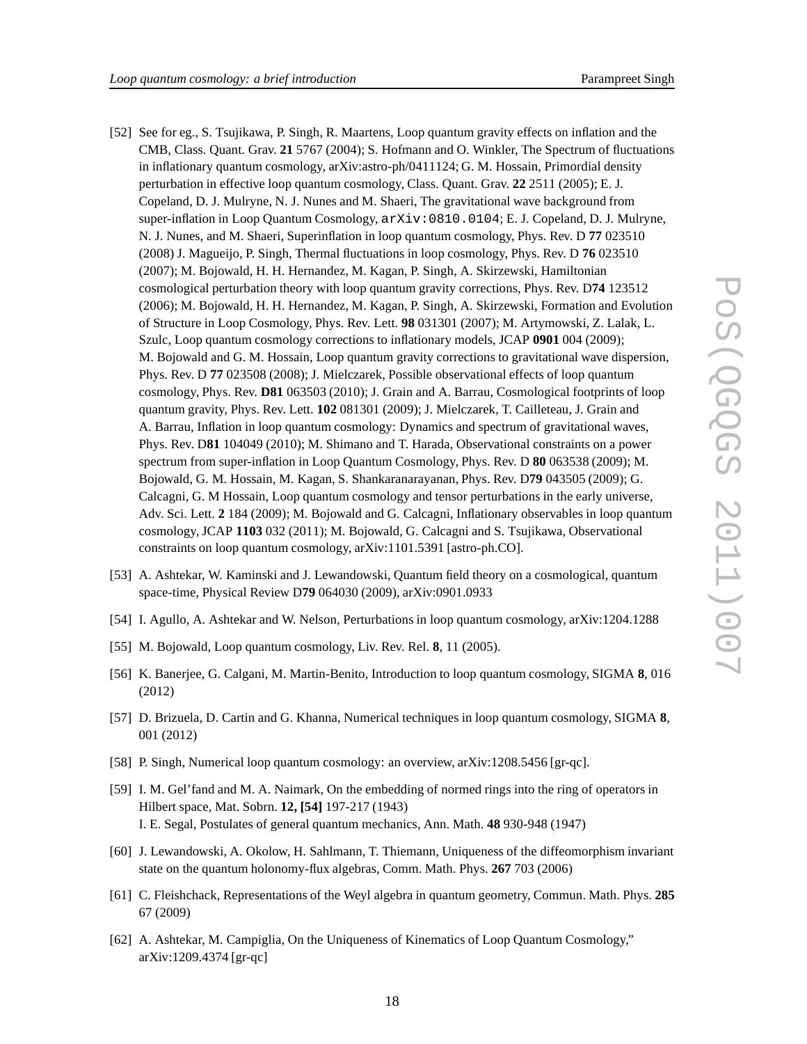[52] See for eg., S. Tsujikawa, P. Singh, R. Maartens, Loop quantum gravity effects on inflation and the CMB, Class. Quant. Grav. **21** 5767 (2004); S. Hofmann and O. Winkler, The Spectrum of fluctuations in inflationary quantum cosmology, arXiv:astro-ph/0411124; G. M. Hossain, Primordial density perturbation in effective loop quantum cosmology, Class. Quant. Grav. **22** 2511 (2005); E. J. Copeland, D. J. Mulryne, N. J. Nunes and M. Shaeri, The gravitational wave background from super-inflation in Loop Quantum Cosmology, `arXiv:0810.0104`; E. J. Copeland, D. J. Mulryne, N. J. Nunes, and M. Shaeri, Superinflation in loop quantum cosmology, Phys. Rev. D **77** 023510 (2008) J. Magueijo, P. Singh, Thermal fluctuations in loop cosmology, Phys. Rev. D **76** 023510 (2007); M. Bojowald, H. H. Hernandez, M. Kagan, P. Singh, A. Skirzewski, Hamiltonian cosmological perturbation theory with loop quantum gravity corrections, Phys. Rev. D**74** 123512 (2006); M. Bojowald, H. H. Hernandez, M. Kagan, P. Singh, A. Skirzewski, Formation and Evolution of Structure in Loop Cosmology, Phys. Rev. Lett. **98** 031301 (2007); M. Artymowski, Z. Lalak, L. Szulc, Loop quantum cosmology corrections to inflationary models, JCAP **0901** 004 (2009); M. Bojowald and G. M. Hossain, Loop quantum gravity corrections to gravitational wave dispersion, Phys. Rev. D **77** 023508 (2008); J. Mielczarek, Possible observational effects of loop quantum cosmology, Phys. Rev. **D81** 063503 (2010); J. Grain and A. Barrau, Cosmological footprints of loop quantum gravity, Phys. Rev. Lett. **102** 081301 (2009); J. Mielczarek, T. Cailleteau, J. Grain and A. Barrau, Inflation in loop quantum cosmology: Dynamics and spectrum of gravitational waves, Phys. Rev. D**81** 104049 (2010); M. Shimano and T. Harada, Observational constraints on a power spectrum from super-inflation in Loop Quantum Cosmology, Phys. Rev. D **80** 063538 (2009); M. Bojowald, G. M. Hossain, M. Kagan, S. Shankaranarayanan, Phys. Rev. D**79** 043505 (2009); G. Calcagni, G. M Hossain, Loop quantum cosmology and tensor perturbations in the early universe, Adv. Sci. Lett. **2** 184 (2009); M. Bojowald and G. Calcagni, Inflationary observables in loop quantum cosmology, JCAP **1103** 032 (2011); M. Bojowald, G. Calcagni and S. Tsujikawa, Observational constraints on loop quantum cosmology, arXiv:1101.5391 [astro-ph.CO].

[53] A. Ashtekar, W. Kaminski and J. Lewandowski, Quantum field theory on a cosmological, quantum space-time, Physical Review D**79** 064030 (2009), arXiv:0901.0933

[54] I. Agullo, A. Ashtekar and W. Nelson, Perturbations in loop quantum cosmology, arXiv:1204.1288

[55] M. Bojowald, Loop quantum cosmology, Liv. Rev. Rel. **8**, 11 (2005).

[56] K. Banerjee, G. Calgani, M. Martin-Benito, Introduction to loop quantum cosmology, SIGMA **8**, 016 (2012)

[57] D. Brizuela, D. Cartin and G. Khanna, Numerical techniques in loop quantum cosmology, SIGMA **8**, 001 (2012)

[58] P. Singh, Numerical loop quantum cosmology: an overview, arXiv:1208.5456 [gr-qc].

[59] I. M. Gel'fand and M. A. Naimark, On the embedding of normed rings into the ring of operators in Hilbert space, Mat. Sobrn. **12, [54]** 197-217 (1943)
I. E. Segal, Postulates of general quantum mechanics, Ann. Math. **48** 930-948 (1947)

[60] J. Lewandowski, A. Okolow, H. Sahlmann, T. Thiemann, Uniqueness of the diffeomorphism invariant state on the quantum holonomy-flux algebras, Comm. Math. Phys. **267** 703 (2006)

[61] C. Fleishchack, Representations of the Weyl algebra in quantum geometry, Commun. Math. Phys. **285** 67 (2009)

[62] A. Ashtekar, M. Campiglia, On the Uniqueness of Kinematics of Loop Quantum Cosmology," arXiv:1209.4374 [gr-qc]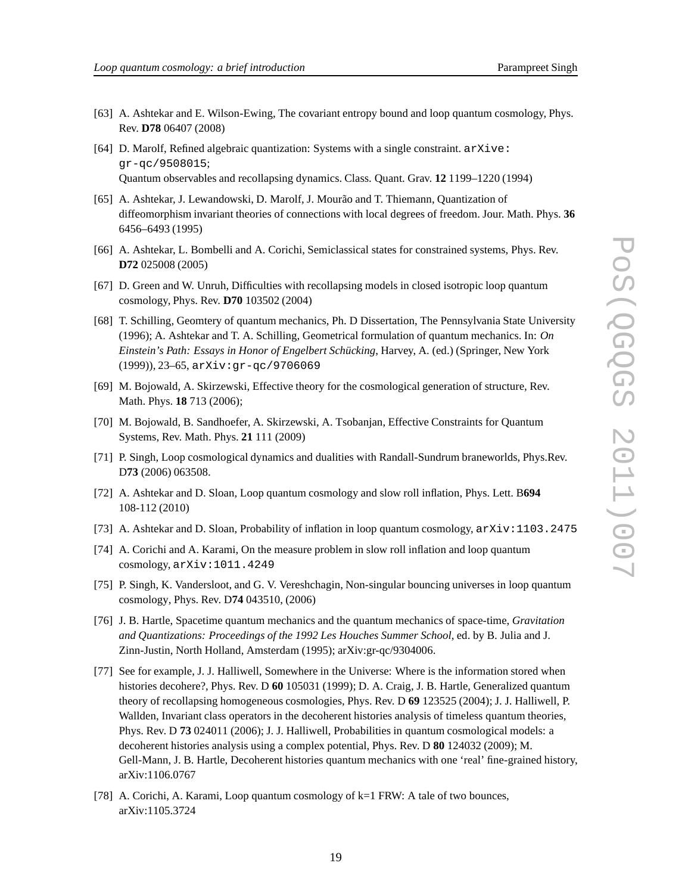[63] A. Ashtekar and E. Wilson-Ewing, The covariant entropy bound and loop quantum cosmology, Phys. Rev. **D78** 06407 (2008)

[64] D. Marolf, Refined algebraic quantization: Systems with a single constraint. `arXive: gr-qc/9508015`;
Quantum observables and recollapsing dynamics. Class. Quant. Grav. **12** 1199–1220 (1994)

[65] A. Ashtekar, J. Lewandowski, D. Marolf, J. Mourão and T. Thiemann, Quantization of diffeomorphism invariant theories of connections with local degrees of freedom. Jour. Math. Phys. **36** 6456–6493 (1995)

[66] A. Ashtekar, L. Bombelli and A. Corichi, Semiclassical states for constrained systems, Phys. Rev. **D72** 025008 (2005)

[67] D. Green and W. Unruh, Difficulties with recollapsing models in closed isotropic loop quantum cosmology, Phys. Rev. **D70** 103502 (2004)

[68] T. Schilling, Geomtery of quantum mechanics, Ph. D Dissertation, The Pennsylvania State University (1996); A. Ashtekar and T. A. Schilling, Geometrical formulation of quantum mechanics. In: *On Einstein's Path: Essays in Honor of Engelbert Schücking*, Harvey, A. (ed.) (Springer, New York (1999)), 23–65, `arXiv:gr-qc/9706069`

[69] M. Bojowald, A. Skirzewski, Effective theory for the cosmological generation of structure, Rev. Math. Phys. **18** 713 (2006);

[70] M. Bojowald, B. Sandhoefer, A. Skirzewski, A. Tsobanjan, Effective Constraints for Quantum Systems, Rev. Math. Phys. **21** 111 (2009)

[71] P. Singh, Loop cosmological dynamics and dualities with Randall-Sundrum braneworlds, Phys.Rev. D**73** (2006) 063508.

[72] A. Ashtekar and D. Sloan, Loop quantum cosmology and slow roll inflation, Phys. Lett. B**694** 108-112 (2010)

[73] A. Ashtekar and D. Sloan, Probability of inflation in loop quantum cosmology, `arXiv:1103.2475`

[74] A. Corichi and A. Karami, On the measure problem in slow roll inflation and loop quantum cosmology, `arXiv:1011.4249`

[75] P. Singh, K. Vandersloot, and G. V. Vereshchagin, Non-singular bouncing universes in loop quantum cosmology, Phys. Rev. D**74** 043510, (2006)

[76] J. B. Hartle, Spacetime quantum mechanics and the quantum mechanics of space-time, *Gravitation and Quantizations: Proceedings of the 1992 Les Houches Summer School*, ed. by B. Julia and J. Zinn-Justin, North Holland, Amsterdam (1995); arXiv:gr-qc/9304006.

[77] See for example, J. J. Halliwell, Somewhere in the Universe: Where is the information stored when histories decohere?, Phys. Rev. D **60** 105031 (1999); D. A. Craig, J. B. Hartle, Generalized quantum theory of recollapsing homogeneous cosmologies, Phys. Rev. D **69** 123525 (2004); J. J. Halliwell, P. Wallden, Invariant class operators in the decoherent histories analysis of timeless quantum theories, Phys. Rev. D **73** 024011 (2006); J. J. Halliwell, Probabilities in quantum cosmological models: a decoherent histories analysis using a complex potential, Phys. Rev. D **80** 124032 (2009); M. Gell-Mann, J. B. Hartle, Decoherent histories quantum mechanics with one 'real' fine-grained history, arXiv:1106.0767

[78] A. Corichi, A. Karami, Loop quantum cosmology of k=1 FRW: A tale of two bounces, arXiv:1105.3724